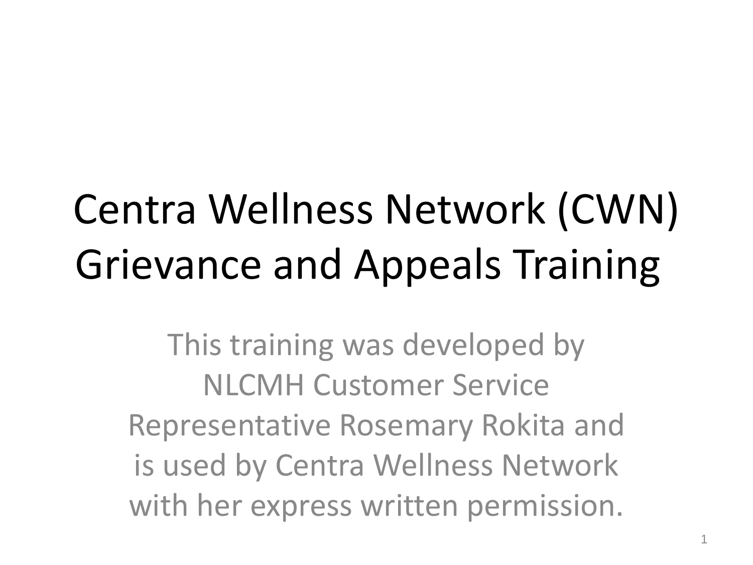# Centra Wellness Network (CWN) Grievance and Appeals Training

This training was developed by NLCMH Customer Service Representative Rosemary Rokita and is used by Centra Wellness Network with her express written permission.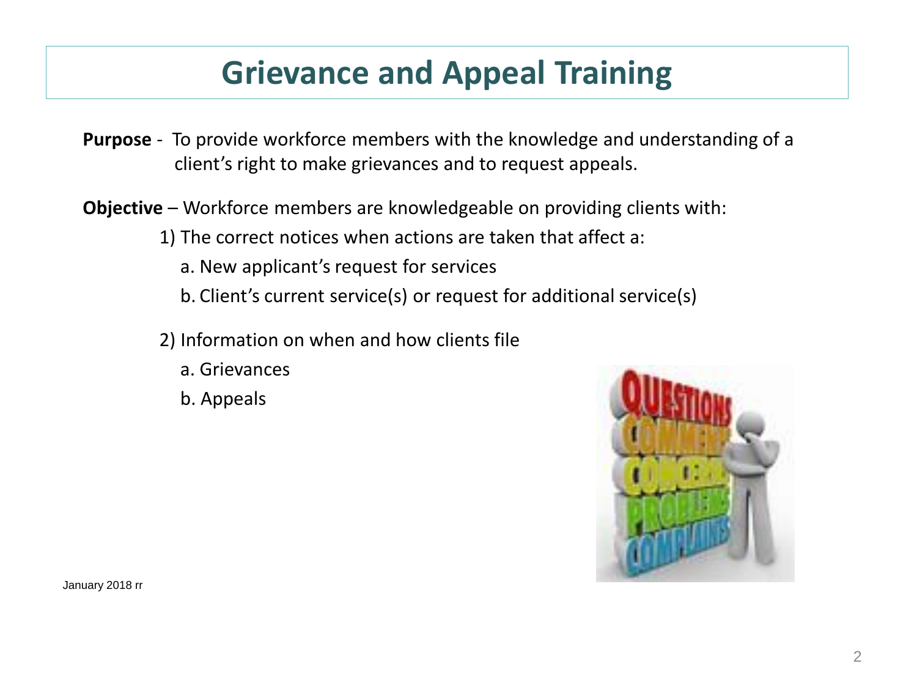# Grievance and Appeal Training

**Purpose** - To provide workforce members with the knowledge and understanding of a client's right to make grievances and to request appeals.

**Objective** – Workforce members are knowledgeable on providing clients with:

1) The correct notices when actions are taken that affect a:
   a. New applicant's request for services
   b. Client's current service(s) or request for additional service(s)

2) Information on when and how clients file
   a. Grievances
   b. Appeals

January 2018 rr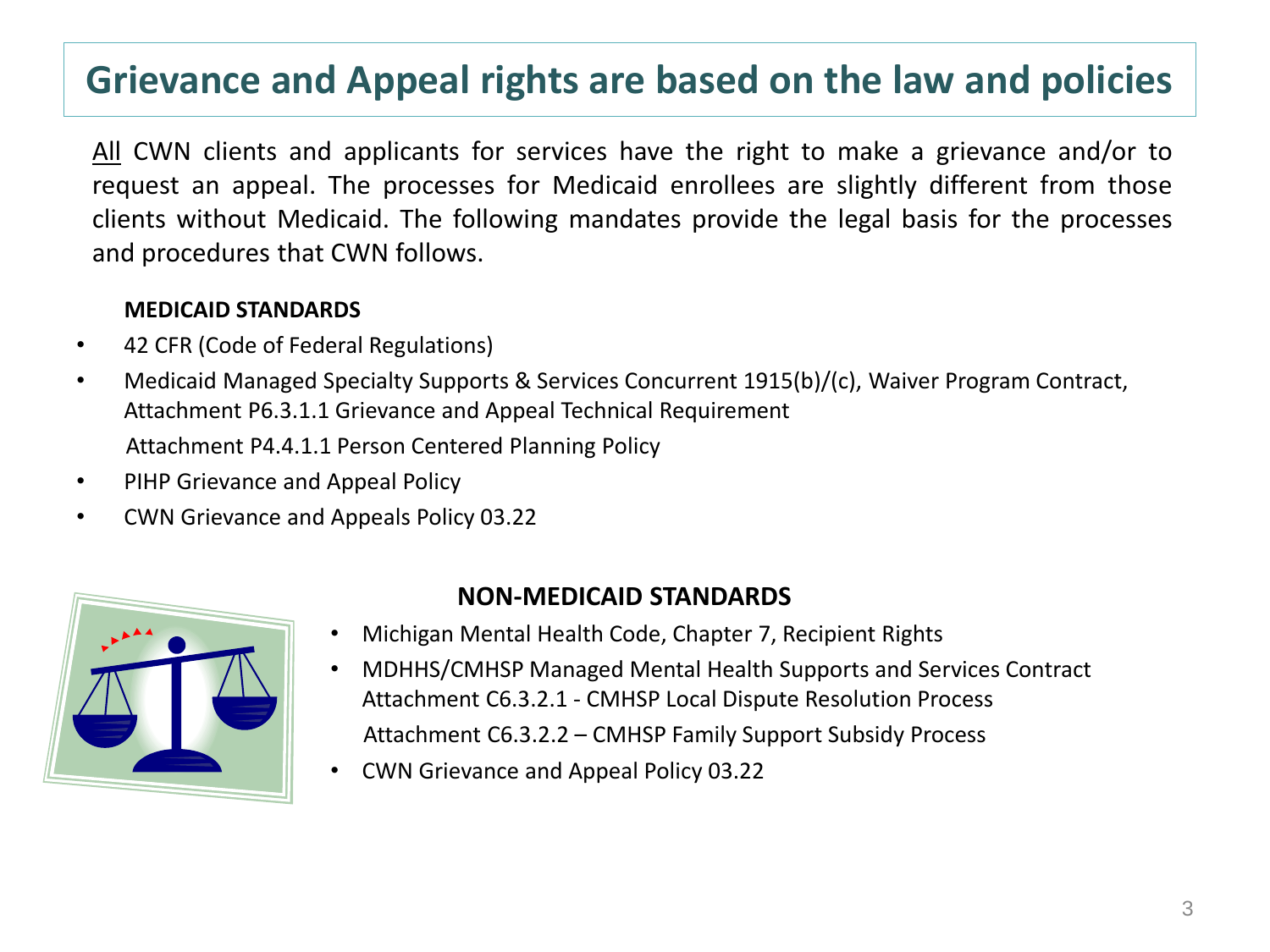# Grievance and Appeal rights are based on the law and policies

All CWN clients and applicants for services have the right to make a grievance and/or to request an appeal. The processes for Medicaid enrollees are slightly different from those clients without Medicaid. The following mandates provide the legal basis for the processes and procedures that CWN follows.

**MEDICAID STANDARDS**

- 42 CFR (Code of Federal Regulations)
- Medicaid Managed Specialty Supports & Services Concurrent 1915(b)/(c), Waiver Program Contract, Attachment P6.3.1.1 Grievance and Appeal Technical Requirement
  Attachment P4.4.1.1 Person Centered Planning Policy
- PIHP Grievance and Appeal Policy
- CWN Grievance and Appeals Policy 03.22

**NON-MEDICAID STANDARDS**

- Michigan Mental Health Code, Chapter 7, Recipient Rights
- MDHHS/CMHSP Managed Mental Health Supports and Services Contract
  Attachment C6.3.2.1 - CMHSP Local Dispute Resolution Process
  Attachment C6.3.2.2 – CMHSP Family Support Subsidy Process
- CWN Grievance and Appeal Policy 03.22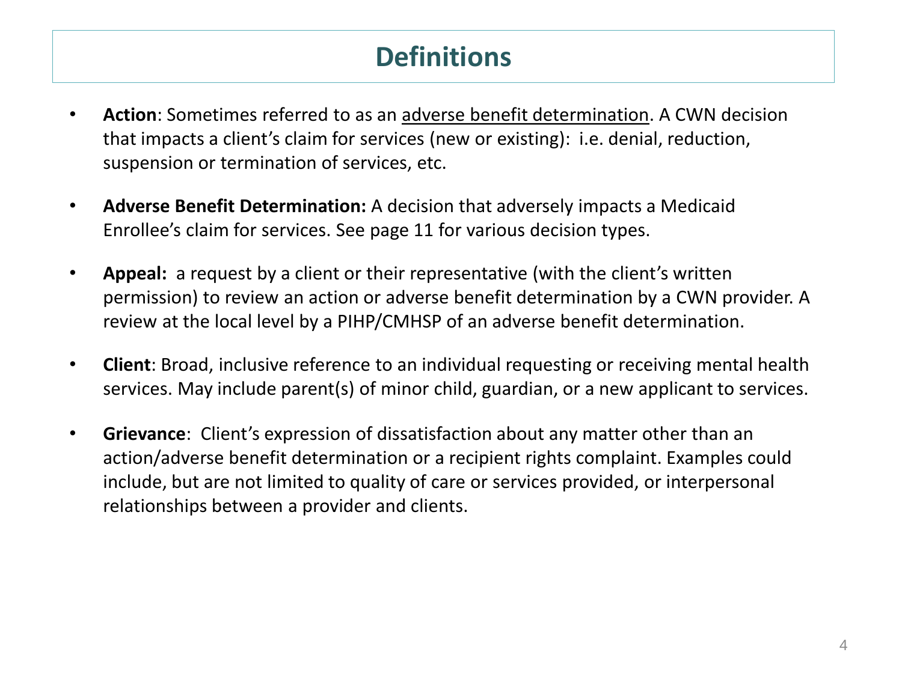# Definitions

- **Action**: Sometimes referred to as an <u>adverse benefit determination</u>. A CWN decision that impacts a client's claim for services (new or existing): i.e. denial, reduction, suspension or termination of services, etc.

- **Adverse Benefit Determination:** A decision that adversely impacts a Medicaid Enrollee's claim for services. See page 11 for various decision types.

- **Appeal:** a request by a client or their representative (with the client's written permission) to review an action or adverse benefit determination by a CWN provider. A review at the local level by a PIHP/CMHSP of an adverse benefit determination.

- **Client**: Broad, inclusive reference to an individual requesting or receiving mental health services. May include parent(s) of minor child, guardian, or a new applicant to services.

- **Grievance**: Client's expression of dissatisfaction about any matter other than an action/adverse benefit determination or a recipient rights complaint. Examples could include, but are not limited to quality of care or services provided, or interpersonal relationships between a provider and clients.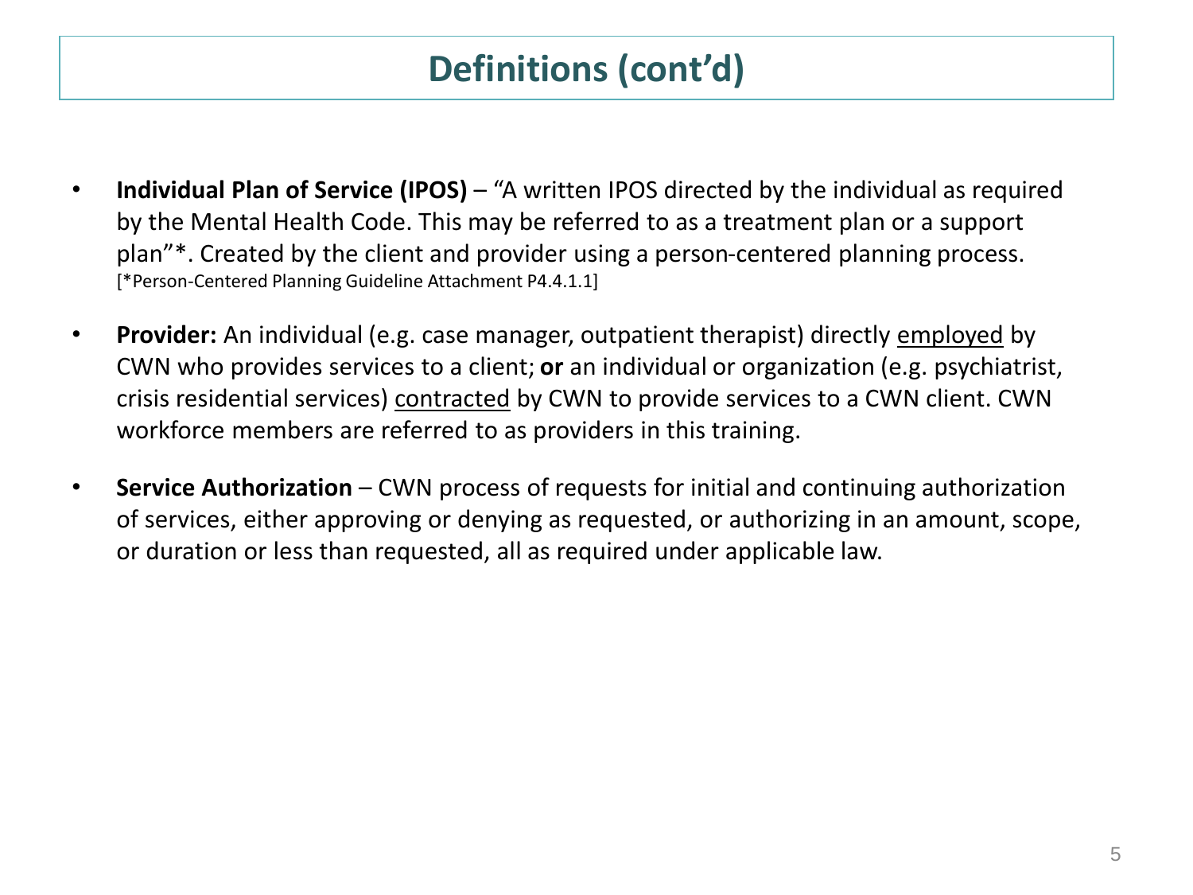# Definitions (cont'd)

- **Individual Plan of Service (IPOS)** – "A written IPOS directed by the individual as required by the Mental Health Code. This may be referred to as a treatment plan or a support plan"*. Created by the client and provider using a person-centered planning process. [*Person-Centered Planning Guideline Attachment P4.4.1.1]

- **Provider:** An individual (e.g. case manager, outpatient therapist) directly <u>employed</u> by CWN who provides services to a client; **or** an individual or organization (e.g. psychiatrist, crisis residential services) <u>contracted</u> by CWN to provide services to a CWN client. CWN workforce members are referred to as providers in this training.

- **Service Authorization** – CWN process of requests for initial and continuing authorization of services, either approving or denying as requested, or authorizing in an amount, scope, or duration or less than requested, all as required under applicable law.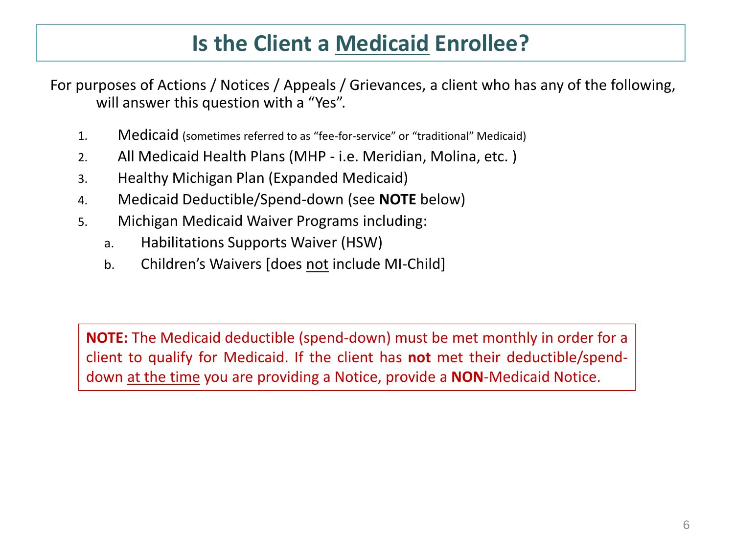# Is the Client a <u>Medicaid</u> Enrollee?

For purposes of Actions / Notices / Appeals / Grievances, a client who has any of the following, will answer this question with a "Yes".

1. Medicaid (sometimes referred to as "fee-for-service" or "traditional" Medicaid)
2. All Medicaid Health Plans (MHP - i.e. Meridian, Molina, etc. )
3. Healthy Michigan Plan (Expanded Medicaid)
4. Medicaid Deductible/Spend-down (see **NOTE** below)
5. Michigan Medicaid Waiver Programs including:
   a. Habilitations Supports Waiver (HSW)
   b. Children's Waivers [does <u>not</u> include MI-Child]

**NOTE:** The Medicaid deductible (spend-down) must be met monthly in order for a client to qualify for Medicaid. If the client has **not** met their deductible/spend-down <u>at the time</u> you are providing a Notice, provide a **NON**-Medicaid Notice.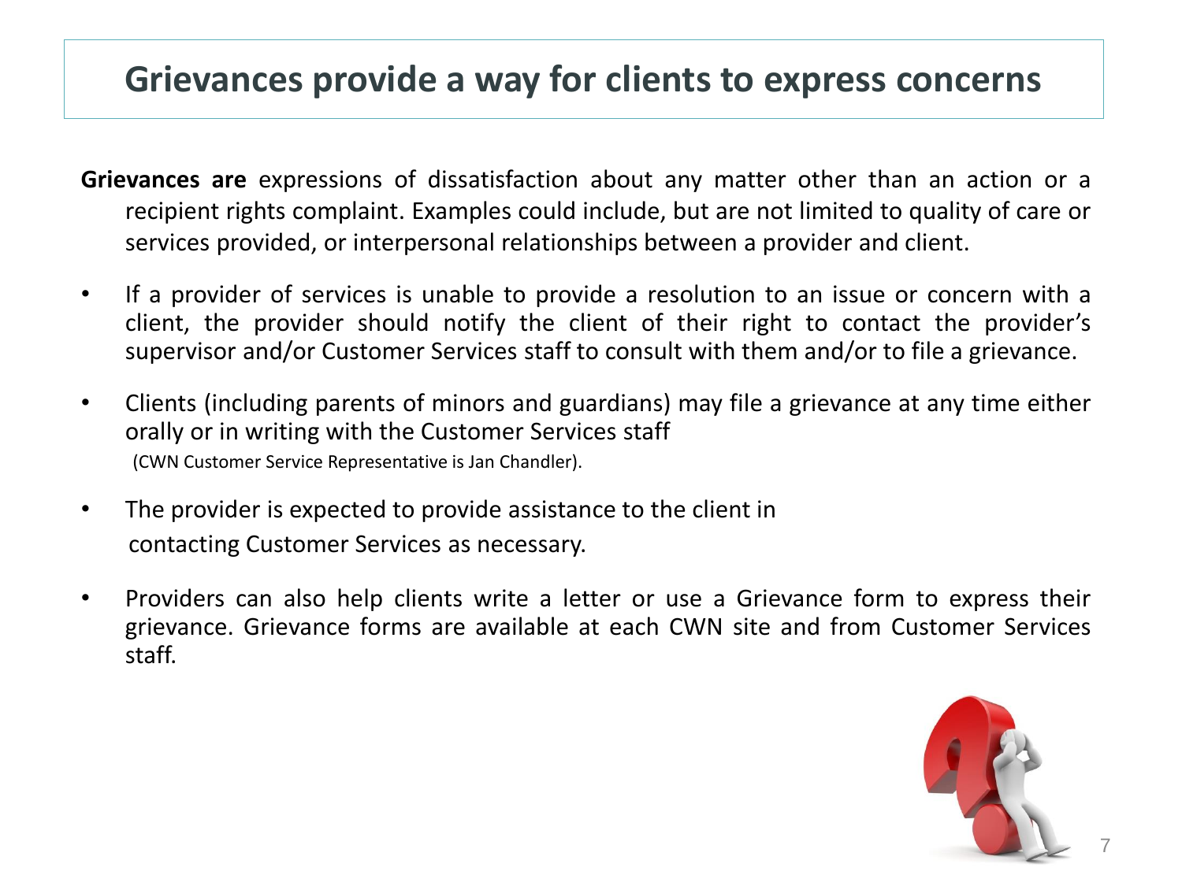# Grievances provide a way for clients to express concerns

**Grievances are** expressions of dissatisfaction about any matter other than an action or a recipient rights complaint. Examples could include, but are not limited to quality of care or services provided, or interpersonal relationships between a provider and client.

- If a provider of services is unable to provide a resolution to an issue or concern with a client, the provider should notify the client of their right to contact the provider's supervisor and/or Customer Services staff to consult with them and/or to file a grievance.
- Clients (including parents of minors and guardians) may file a grievance at any time either orally or in writing with the Customer Services staff (CWN Customer Service Representative is Jan Chandler).
- The provider is expected to provide assistance to the client in contacting Customer Services as necessary.
- Providers can also help clients write a letter or use a Grievance form to express their grievance. Grievance forms are available at each CWN site and from Customer Services staff.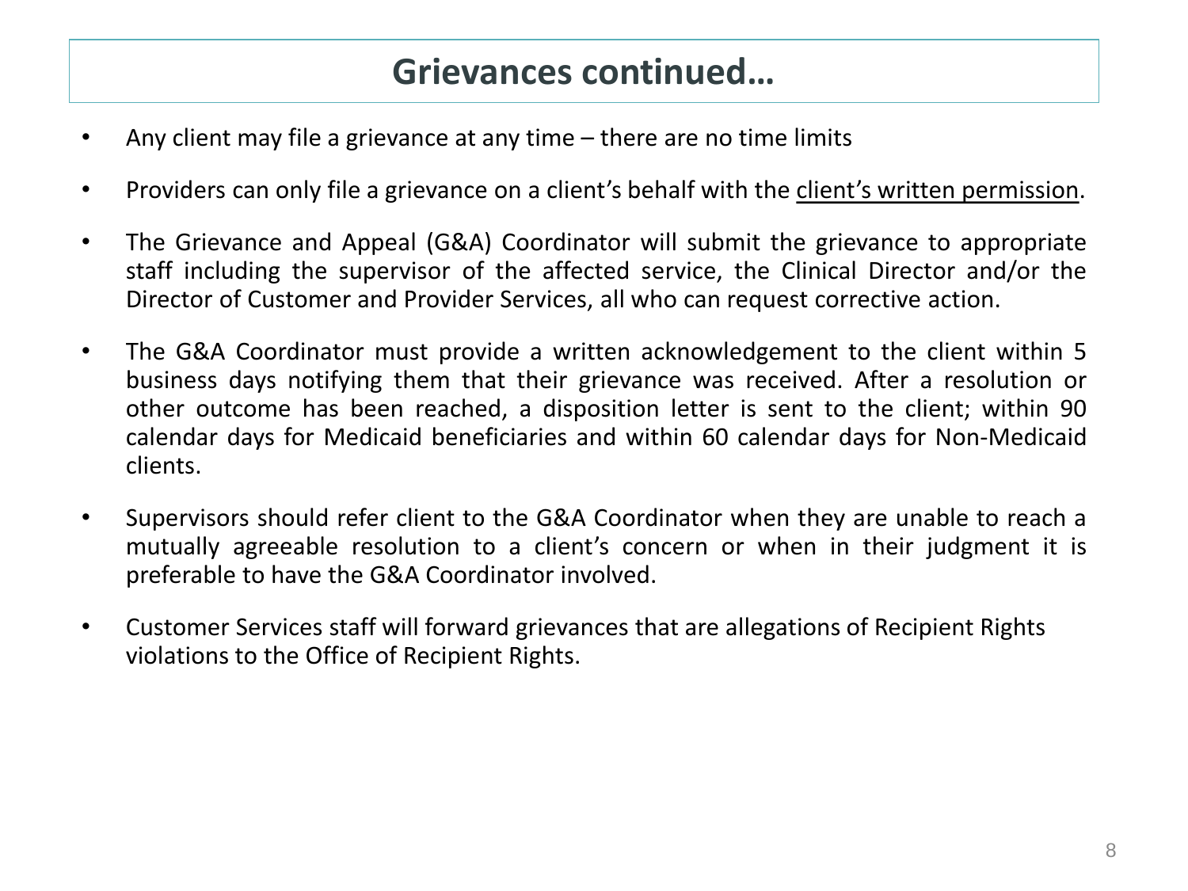# Grievances continued…

- Any client may file a grievance at any time – there are no time limits
- Providers can only file a grievance on a client's behalf with the <u>client's written permission</u>.
- The Grievance and Appeal (G&A) Coordinator will submit the grievance to appropriate staff including the supervisor of the affected service, the Clinical Director and/or the Director of Customer and Provider Services, all who can request corrective action.
- The G&A Coordinator must provide a written acknowledgement to the client within 5 business days notifying them that their grievance was received. After a resolution or other outcome has been reached, a disposition letter is sent to the client; within 90 calendar days for Medicaid beneficiaries and within 60 calendar days for Non-Medicaid clients.
- Supervisors should refer client to the G&A Coordinator when they are unable to reach a mutually agreeable resolution to a client's concern or when in their judgment it is preferable to have the G&A Coordinator involved.
- Customer Services staff will forward grievances that are allegations of Recipient Rights violations to the Office of Recipient Rights.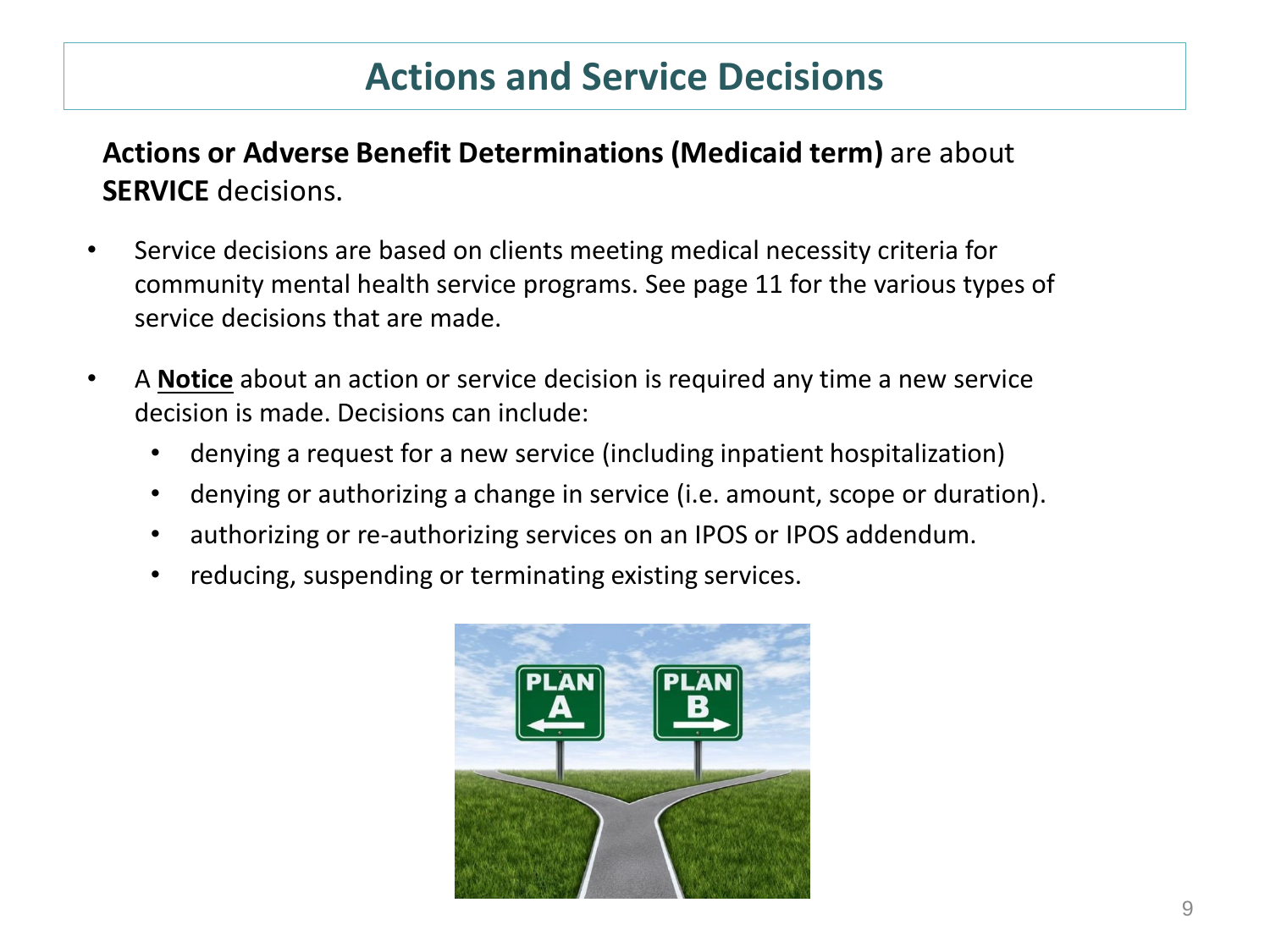# Actions and Service Decisions

**Actions or Adverse Benefit Determinations (Medicaid term)** are about **SERVICE** decisions.

- Service decisions are based on clients meeting medical necessity criteria for community mental health service programs. See page 11 for the various types of service decisions that are made.
- A **<u>Notice</u>** about an action or service decision is required any time a new service decision is made. Decisions can include:
  - denying a request for a new service (including inpatient hospitalization)
  - denying or authorizing a change in service (i.e. amount, scope or duration).
  - authorizing or re-authorizing services on an IPOS or IPOS addendum.
  - reducing, suspending or terminating existing services.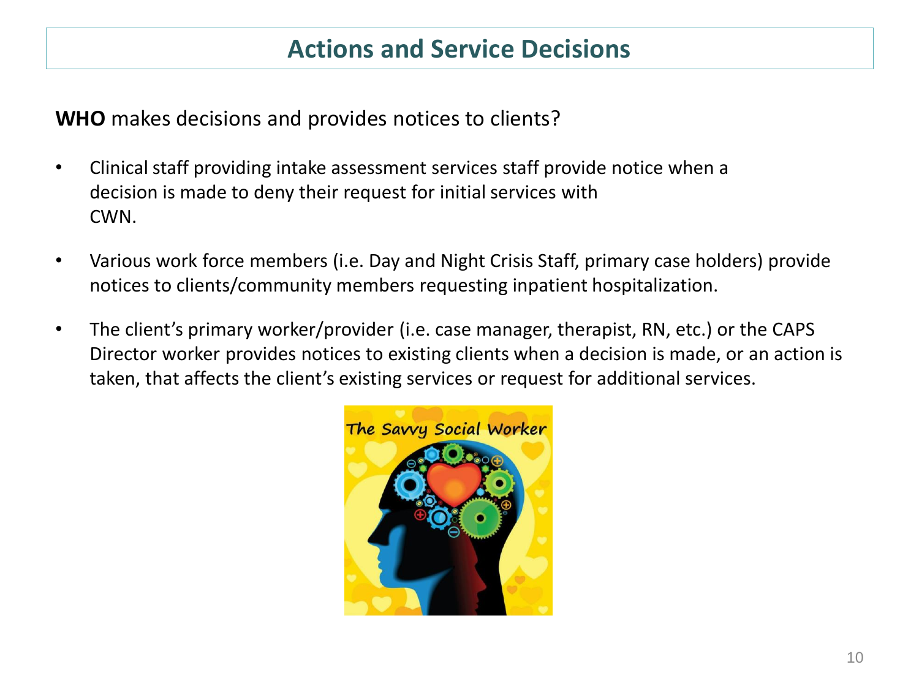## Actions and Service Decisions

**WHO** makes decisions and provides notices to clients?

- Clinical staff providing intake assessment services staff provide notice when a decision is made to deny their request for initial services with CWN.
- Various work force members (i.e. Day and Night Crisis Staff, primary case holders) provide notices to clients/community members requesting inpatient hospitalization.
- The client's primary worker/provider (i.e. case manager, therapist, RN, etc.) or the CAPS Director worker provides notices to existing clients when a decision is made, or an action is taken, that affects the client's existing services or request for additional services.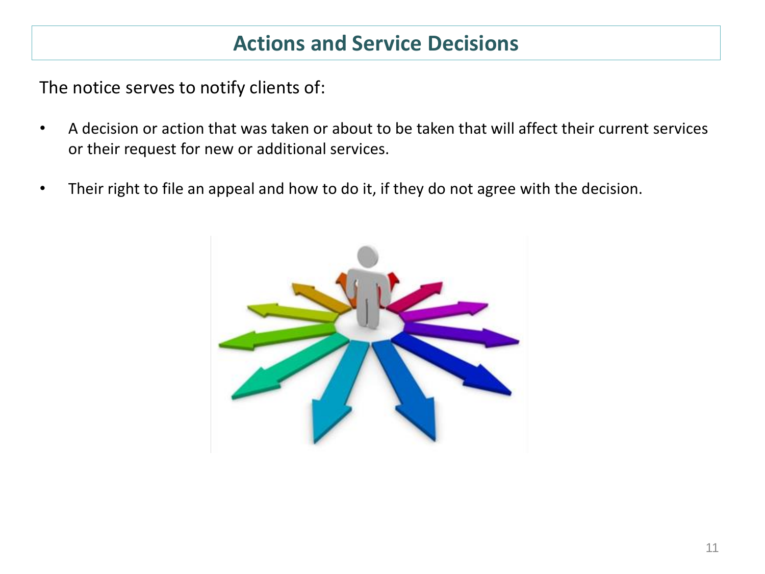# Actions and Service Decisions

The notice serves to notify clients of:

- A decision or action that was taken or about to be taken that will affect their current services or their request for new or additional services.
- Their right to file an appeal and how to do it, if they do not agree with the decision.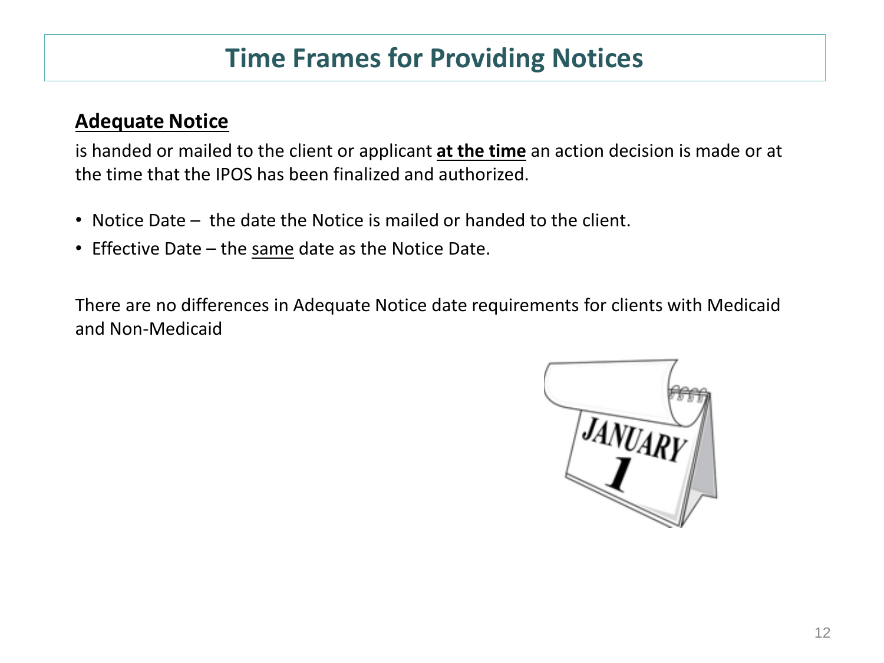# Time Frames for Providing Notices

**Adequate Notice**

is handed or mailed to the client or applicant **at the time** an action decision is made or at the time that the IPOS has been finalized and authorized.

- Notice Date – the date the Notice is mailed or handed to the client.
- Effective Date – the same date as the Notice Date.

There are no differences in Adequate Notice date requirements for clients with Medicaid and Non-Medicaid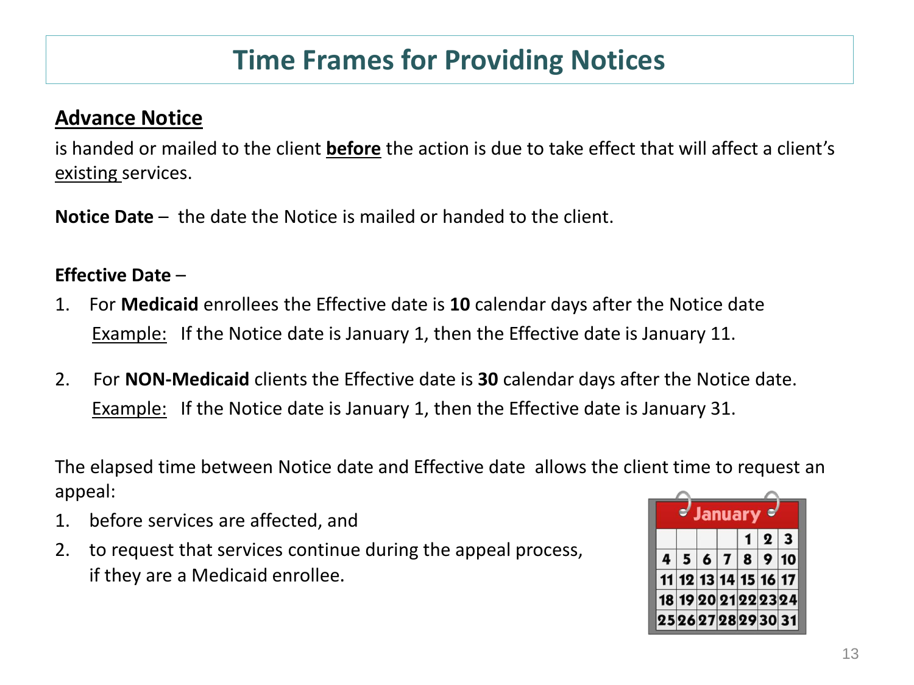# Time Frames for Providing Notices

## Advance Notice

is handed or mailed to the client **before** the action is due to take effect that will affect a client's existing services.

**Notice Date** – the date the Notice is mailed or handed to the client.

**Effective Date** –

1. For **Medicaid** enrollees the Effective date is **10** calendar days after the Notice date
   Example: If the Notice date is January 1, then the Effective date is January 11.

2. For **NON-Medicaid** clients the Effective date is **30** calendar days after the Notice date.
   Example: If the Notice date is January 1, then the Effective date is January 31.

The elapsed time between Notice date and Effective date allows the client time to request an appeal:

1. before services are affected, and
2. to request that services continue during the appeal process, if they are a Medicaid enrollee.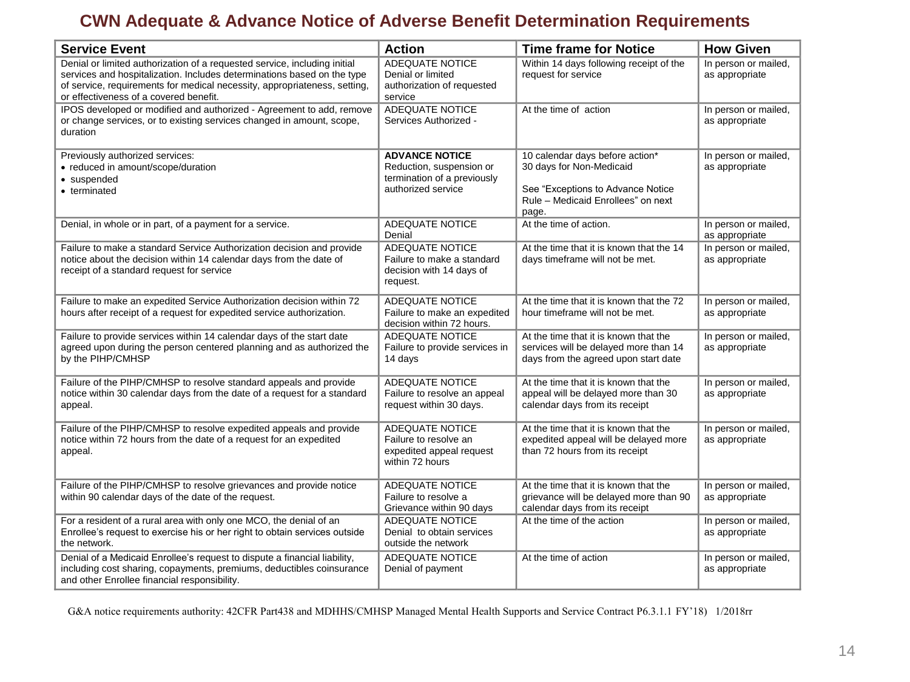# CWN Adequate & Advance Notice of Adverse Benefit Determination Requirements

| Service Event | Action | Time frame for Notice | How Given |
|---|---|---|---|
| Denial or limited authorization of a requested service, including initial services and hospitalization. Includes determinations based on the type of service, requirements for medical necessity, appropriateness, setting, or effectiveness of a covered benefit. | ADEQUATE NOTICE<br>Denial or limited authorization of requested service | Within 14 days following receipt of the request for service | In person or mailed, as appropriate |
| IPOS developed or modified and authorized - Agreement to add, remove or change services, or to existing services changed in amount, scope, duration | ADEQUATE NOTICE<br>Services Authorized - | At the time of action | In person or mailed, as appropriate |
| Previously authorized services:<br>• reduced in amount/scope/duration<br>• suspended<br>• terminated | **ADVANCE NOTICE**<br>Reduction, suspension or termination of a previously authorized service | 10 calendar days before action*<br>30 days for Non-Medicaid<br><br>See "Exceptions to Advance Notice Rule – Medicaid Enrollees" on next page. | In person or mailed, as appropriate |
| Denial, in whole or in part, of a payment for a service. | ADEQUATE NOTICE<br>Denial | At the time of action. | In person or mailed, as appropriate |
| Failure to make a standard Service Authorization decision and provide notice about the decision within 14 calendar days from the date of receipt of a standard request for service | ADEQUATE NOTICE<br>Failure to make a standard decision with 14 days of request. | At the time that it is known that the 14 days timeframe will not be met. | In person or mailed, as appropriate |
| Failure to make an expedited Service Authorization decision within 72 hours after receipt of a request for expedited service authorization. | ADEQUATE NOTICE<br>Failure to make an expedited decision within 72 hours. | At the time that it is known that the 72 hour timeframe will not be met. | In person or mailed, as appropriate |
| Failure to provide services within 14 calendar days of the start date agreed upon during the person centered planning and as authorized the by the PIHP/CMHSP | ADEQUATE NOTICE<br>Failure to provide services in 14 days | At the time that it is known that the services will be delayed more than 14 days from the agreed upon start date | In person or mailed, as appropriate |
| Failure of the PIHP/CMHSP to resolve standard appeals and provide notice within 30 calendar days from the date of a request for a standard appeal. | ADEQUATE NOTICE<br>Failure to resolve an appeal request within 30 days. | At the time that it is known that the appeal will be delayed more than 30 calendar days from its receipt | In person or mailed, as appropriate |
| Failure of the PIHP/CMHSP to resolve expedited appeals and provide notice within 72 hours from the date of a request for an expedited appeal. | ADEQUATE NOTICE<br>Failure to resolve an expedited appeal request within 72 hours | At the time that it is known that the expedited appeal will be delayed more than 72 hours from its receipt | In person or mailed, as appropriate |
| Failure of the PIHP/CMHSP to resolve grievances and provide notice within 90 calendar days of the date of the request. | ADEQUATE NOTICE<br>Failure to resolve a Grievance within 90 days | At the time that it is known that the grievance will be delayed more than 90 calendar days from its receipt | In person or mailed, as appropriate |
| For a resident of a rural area with only one MCO, the denial of an Enrollee's request to exercise his or her right to obtain services outside the network. | ADEQUATE NOTICE<br>Denial to obtain services outside the network | At the time of the action | In person or mailed, as appropriate |
| Denial of a Medicaid Enrollee's request to dispute a financial liability, including cost sharing, copayments, premiums, deductibles coinsurance and other Enrollee financial responsibility. | ADEQUATE NOTICE<br>Denial of payment | At the time of action | In person or mailed, as appropriate |

G&A notice requirements authority: 42CFR Part438 and MDHHS/CMHSP Managed Mental Health Supports and Service Contract P6.3.1.1 FY'18) 1/2018rr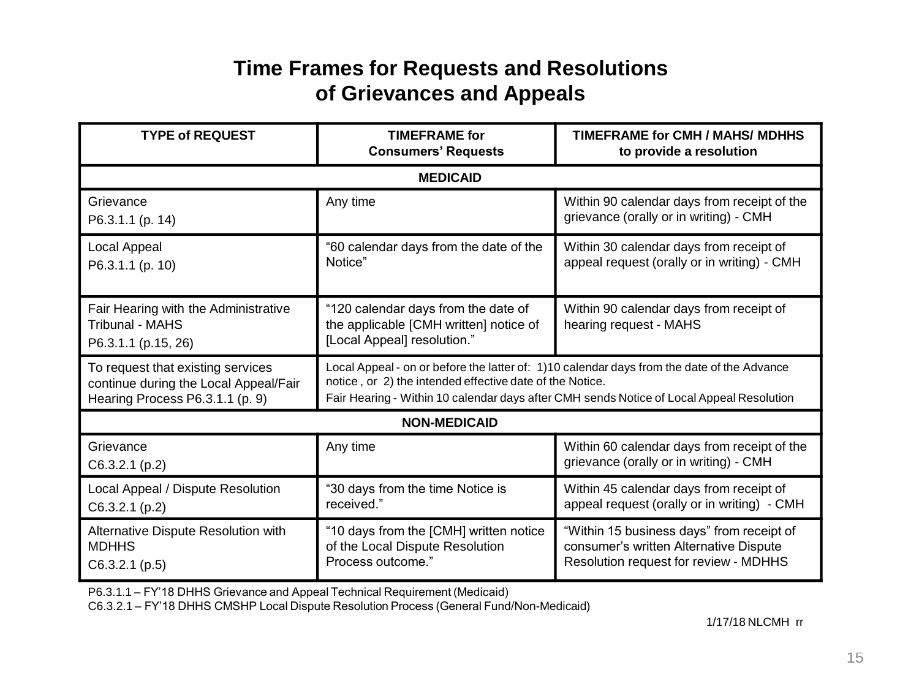# Time Frames for Requests and Resolutions of Grievances and Appeals

| TYPE of REQUEST | TIMEFRAME for Consumers' Requests | TIMEFRAME for CMH / MAHS/ MDHHS to provide a resolution |
|---|---|---|
| **MEDICAID** | | |
| Grievance<br>P6.3.1.1 (p. 14) | Any time | Within 90 calendar days from receipt of the grievance (orally or in writing) - CMH |
| Local Appeal<br>P6.3.1.1 (p. 10) | "60 calendar days from the date of the Notice" | Within 30 calendar days from receipt of appeal request (orally or in writing) - CMH |
| Fair Hearing with the Administrative Tribunal - MAHS<br>P6.3.1.1 (p.15, 26) | "120 calendar days from the date of the applicable [CMH written] notice of [Local Appeal] resolution." | Within 90 calendar days from receipt of hearing request - MAHS |
| To request that existing services continue during the Local Appeal/Fair Hearing Process P6.3.1.1 (p. 9) | Local Appeal - on or before the latter of: 1)10 calendar days from the date of the Advance notice , or 2) the intended effective date of the Notice.<br>Fair Hearing - Within 10 calendar days after CMH sends Notice of Local Appeal Resolution | |
| **NON-MEDICAID** | | |
| Grievance<br>C6.3.2.1 (p.2) | Any time | Within 60 calendar days from receipt of the grievance (orally or in writing) - CMH |
| Local Appeal / Dispute Resolution<br>C6.3.2.1 (p.2) | "30 days from the time Notice is received." | Within 45 calendar days from receipt of appeal request (orally or in writing) - CMH |
| Alternative Dispute Resolution with MDHHS<br>C6.3.2.1 (p.5) | "10 days from the [CMH] written notice of the Local Dispute Resolution Process outcome." | "Within 15 business days" from receipt of consumer's written Alternative Dispute Resolution request for review - MDHHS |

P6.3.1.1 – FY'18 DHHS Grievance and Appeal Technical Requirement (Medicaid)
C6.3.2.1 – FY'18 DHHS CMSHP Local Dispute Resolution Process (General Fund/Non-Medicaid)

1/17/18 NLCMH rr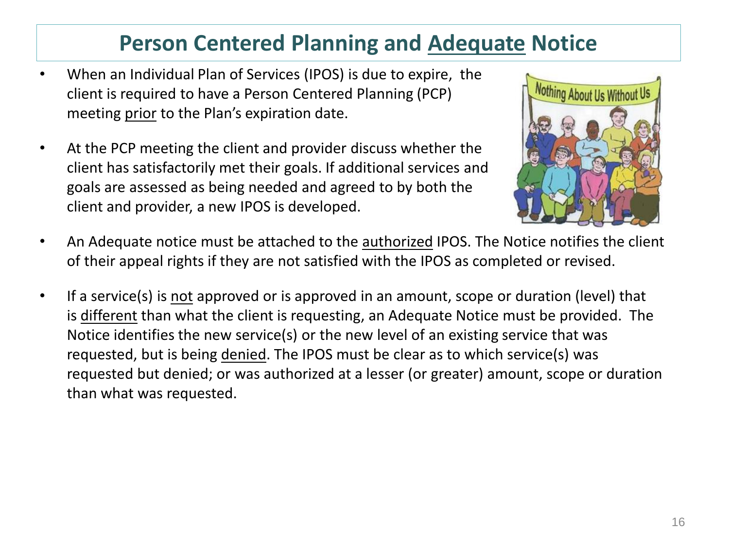# Person Centered Planning and Adequate Notice

- When an Individual Plan of Services (IPOS) is due to expire, the client is required to have a Person Centered Planning (PCP) meeting prior to the Plan's expiration date.
- At the PCP meeting the client and provider discuss whether the client has satisfactorily met their goals. If additional services and goals are assessed as being needed and agreed to by both the client and provider, a new IPOS is developed.
- An Adequate notice must be attached to the authorized IPOS. The Notice notifies the client of their appeal rights if they are not satisfied with the IPOS as completed or revised.
- If a service(s) is not approved or is approved in an amount, scope or duration (level) that is different than what the client is requesting, an Adequate Notice must be provided. The Notice identifies the new service(s) or the new level of an existing service that was requested, but is being denied. The IPOS must be clear as to which service(s) was requested but denied; or was authorized at a lesser (or greater) amount, scope or duration than what was requested.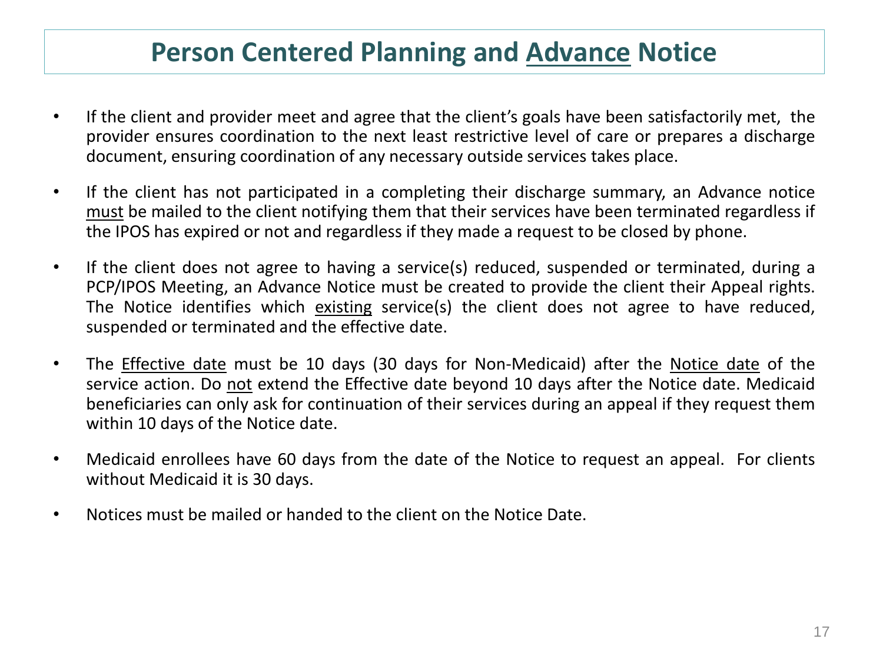# Person Centered Planning and <u>Advance</u> Notice

- If the client and provider meet and agree that the client's goals have been satisfactorily met, the provider ensures coordination to the next least restrictive level of care or prepares a discharge document, ensuring coordination of any necessary outside services takes place.
- If the client has not participated in a completing their discharge summary, an Advance notice <u>must</u> be mailed to the client notifying them that their services have been terminated regardless if the IPOS has expired or not and regardless if they made a request to be closed by phone.
- If the client does not agree to having a service(s) reduced, suspended or terminated, during a PCP/IPOS Meeting, an Advance Notice must be created to provide the client their Appeal rights. The Notice identifies which <u>existing</u> service(s) the client does not agree to have reduced, suspended or terminated and the effective date.
- The <u>Effective date</u> must be 10 days (30 days for Non-Medicaid) after the <u>Notice date</u> of the service action. Do <u>not</u> extend the Effective date beyond 10 days after the Notice date. Medicaid beneficiaries can only ask for continuation of their services during an appeal if they request them within 10 days of the Notice date.
- Medicaid enrollees have 60 days from the date of the Notice to request an appeal. For clients without Medicaid it is 30 days.
- Notices must be mailed or handed to the client on the Notice Date.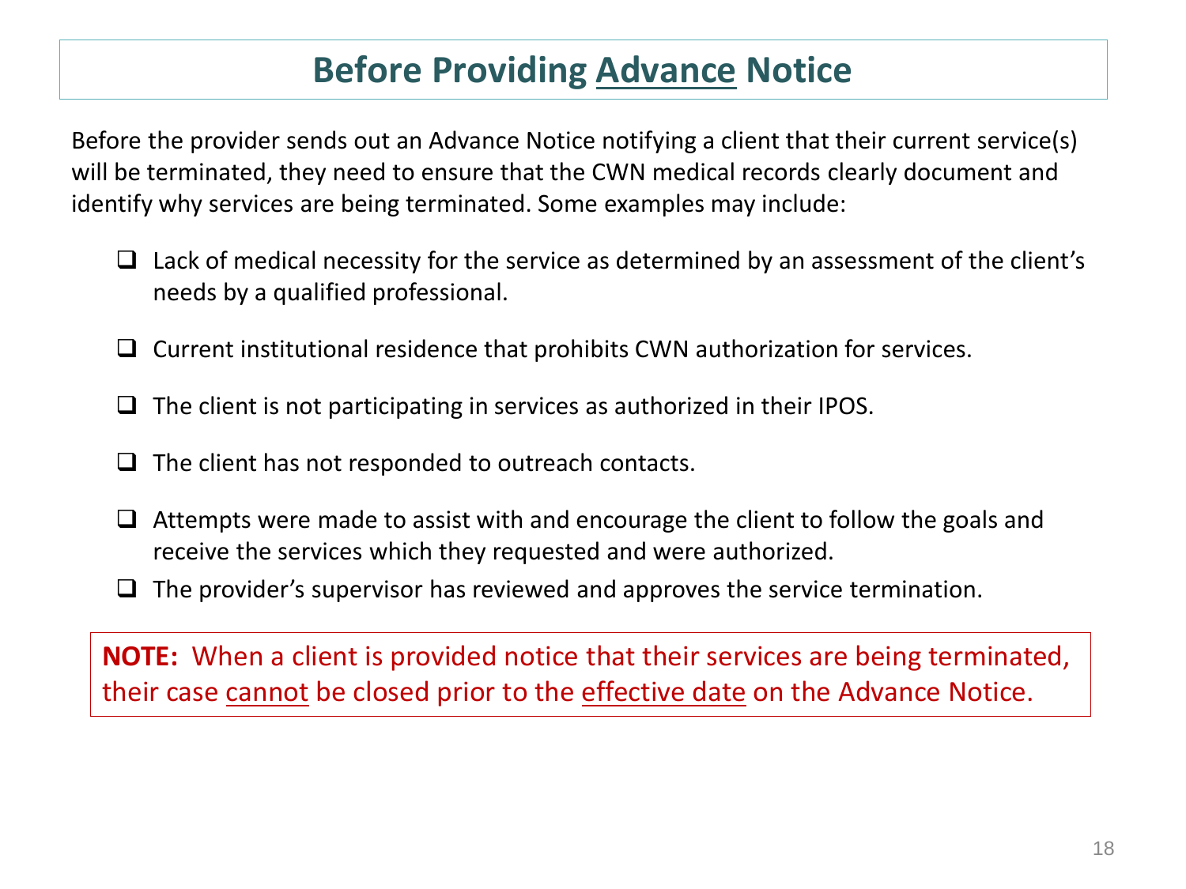# Before Providing <u>Advance</u> Notice

Before the provider sends out an Advance Notice notifying a client that their current service(s) will be terminated, they need to ensure that the CWN medical records clearly document and identify why services are being terminated. Some examples may include:

- ❑ Lack of medical necessity for the service as determined by an assessment of the client's needs by a qualified professional.
- ❑ Current institutional residence that prohibits CWN authorization for services.
- ❑ The client is not participating in services as authorized in their IPOS.
- ❑ The client has not responded to outreach contacts.
- ❑ Attempts were made to assist with and encourage the client to follow the goals and receive the services which they requested and were authorized.
- ❑ The provider's supervisor has reviewed and approves the service termination.

**NOTE:** When a client is provided notice that their services are being terminated, their case <u>cannot</u> be closed prior to the <u>effective date</u> on the Advance Notice.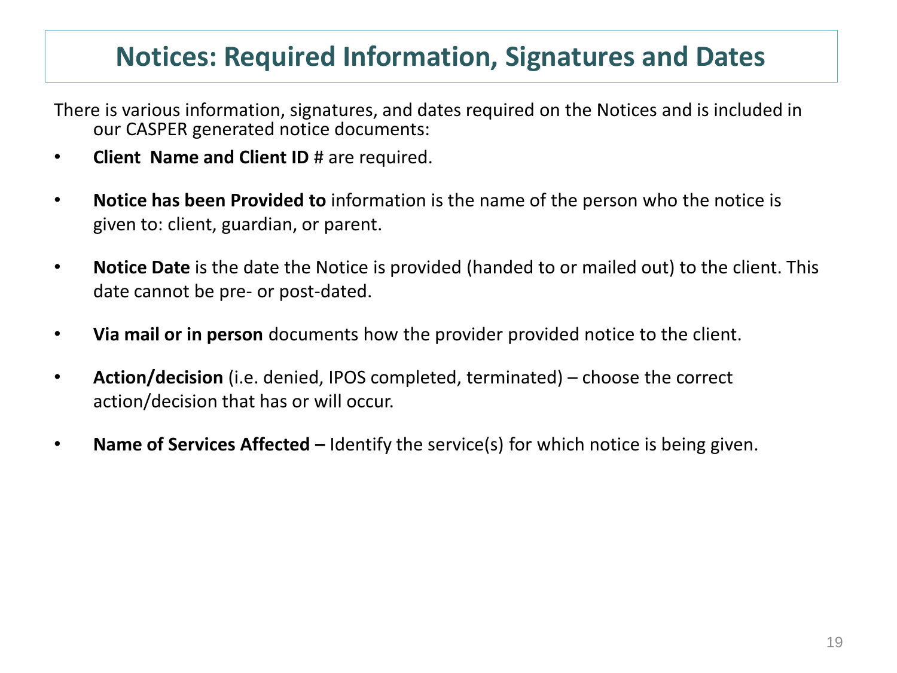# Notices: Required Information, Signatures and Dates

There is various information, signatures, and dates required on the Notices and is included in our CASPER generated notice documents:

- **Client Name and Client ID** # are required.
- **Notice has been Provided to** information is the name of the person who the notice is given to: client, guardian, or parent.
- **Notice Date** is the date the Notice is provided (handed to or mailed out) to the client. This date cannot be pre- or post-dated.
- **Via mail or in person** documents how the provider provided notice to the client.
- **Action/decision** (i.e. denied, IPOS completed, terminated) – choose the correct action/decision that has or will occur.
- **Name of Services Affected –** Identify the service(s) for which notice is being given.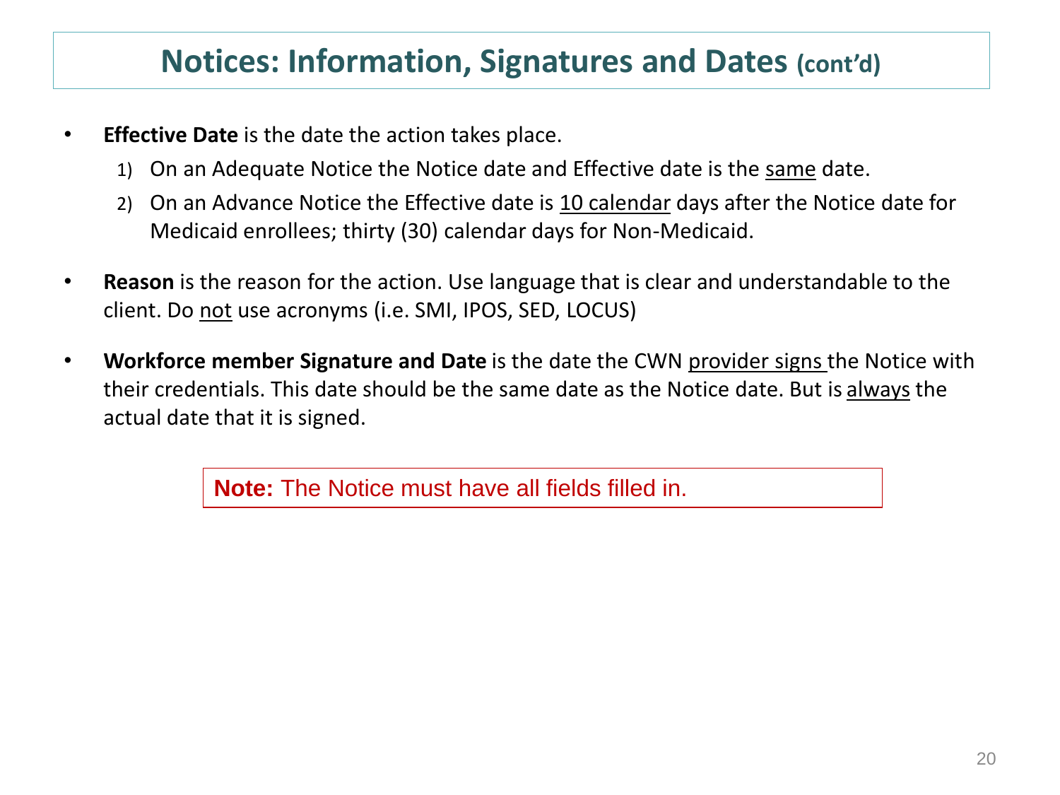# Notices: Information, Signatures and Dates (cont'd)

- **Effective Date** is the date the action takes place.
  1) On an Adequate Notice the Notice date and Effective date is the <u>same</u> date.
  2) On an Advance Notice the Effective date is <u>10 calendar</u> days after the Notice date for Medicaid enrollees; thirty (30) calendar days for Non-Medicaid.
- **Reason** is the reason for the action. Use language that is clear and understandable to the client. Do <u>not</u> use acronyms (i.e. SMI, IPOS, SED, LOCUS)
- **Workforce member Signature and Date** is the date the CWN <u>provider signs</u> the Notice with their credentials. This date should be the same date as the Notice date. But is <u>always</u> the actual date that it is signed.

**Note:** The Notice must have all fields filled in.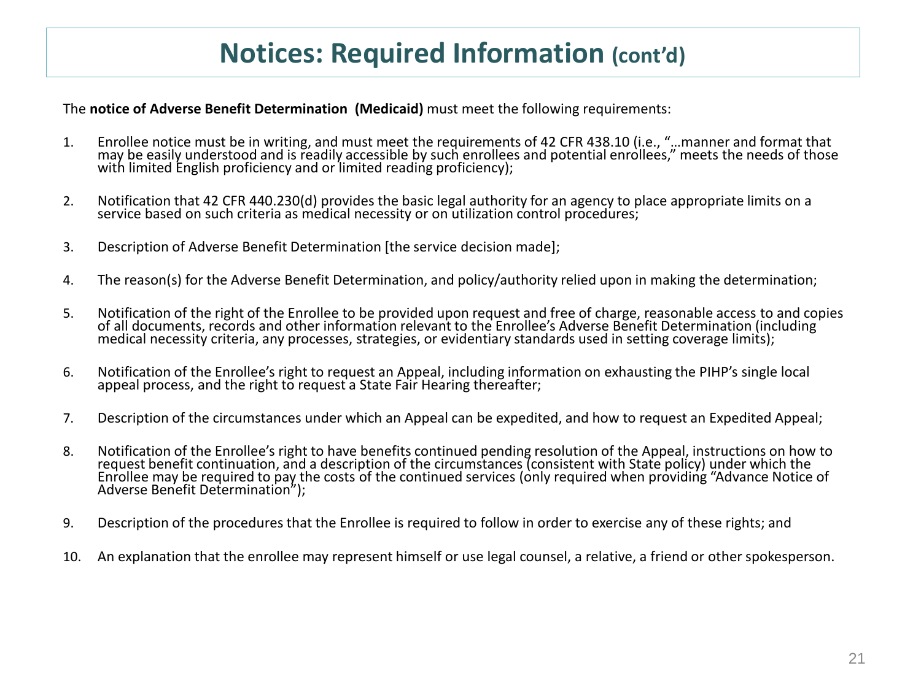# Notices: Required Information (cont'd)

The **notice of Adverse Benefit Determination (Medicaid)** must meet the following requirements:

1. Enrollee notice must be in writing, and must meet the requirements of 42 CFR 438.10 (i.e., "…manner and format that may be easily understood and is readily accessible by such enrollees and potential enrollees," meets the needs of those with limited English proficiency and or limited reading proficiency);

2. Notification that 42 CFR 440.230(d) provides the basic legal authority for an agency to place appropriate limits on a service based on such criteria as medical necessity or on utilization control procedures;

3. Description of Adverse Benefit Determination [the service decision made];

4. The reason(s) for the Adverse Benefit Determination, and policy/authority relied upon in making the determination;

5. Notification of the right of the Enrollee to be provided upon request and free of charge, reasonable access to and copies of all documents, records and other information relevant to the Enrollee's Adverse Benefit Determination (including medical necessity criteria, any processes, strategies, or evidentiary standards used in setting coverage limits);

6. Notification of the Enrollee's right to request an Appeal, including information on exhausting the PIHP's single local appeal process, and the right to request a State Fair Hearing thereafter;

7. Description of the circumstances under which an Appeal can be expedited, and how to request an Expedited Appeal;

8. Notification of the Enrollee's right to have benefits continued pending resolution of the Appeal, instructions on how to request benefit continuation, and a description of the circumstances (consistent with State policy) under which the Enrollee may be required to pay the costs of the continued services (only required when providing "Advance Notice of Adverse Benefit Determination");

9. Description of the procedures that the Enrollee is required to follow in order to exercise any of these rights; and

10. An explanation that the enrollee may represent himself or use legal counsel, a relative, a friend or other spokesperson.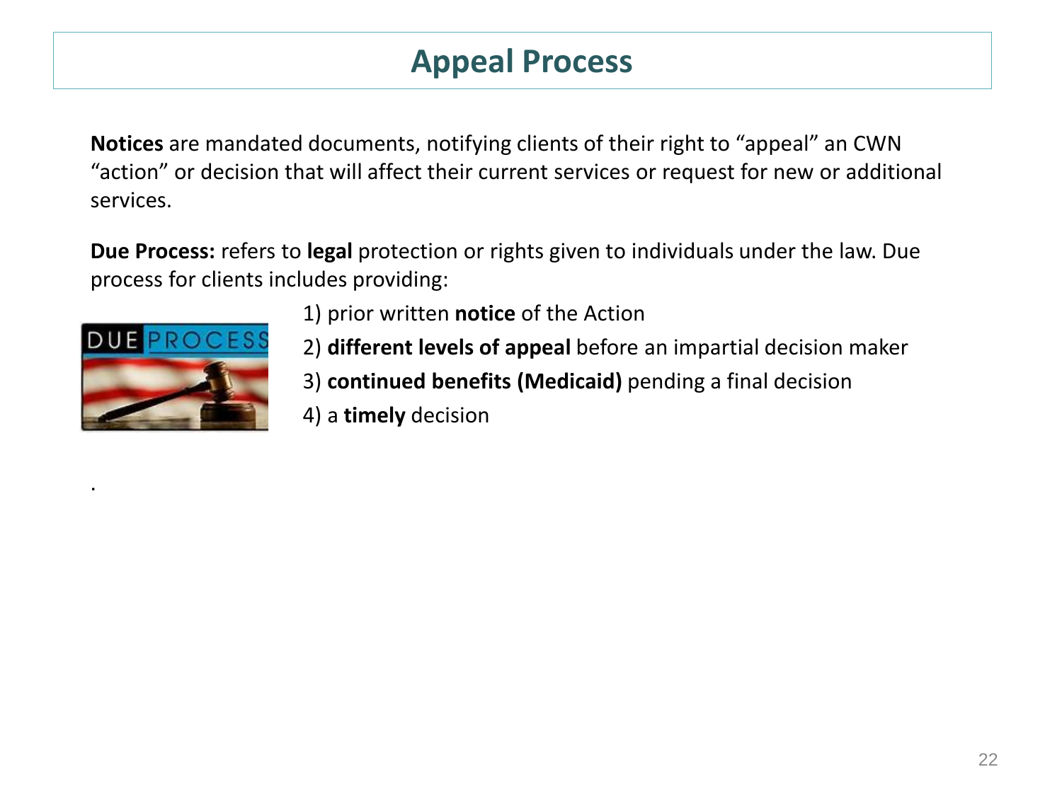# Appeal Process

**Notices** are mandated documents, notifying clients of their right to "appeal" an CWN "action" or decision that will affect their current services or request for new or additional services.

**Due Process:** refers to **legal** protection or rights given to individuals under the law. Due process for clients includes providing:

1) prior written **notice** of the Action
2) **different levels of appeal** before an impartial decision maker
3) **continued benefits (Medicaid)** pending a final decision
4) a **timely** decision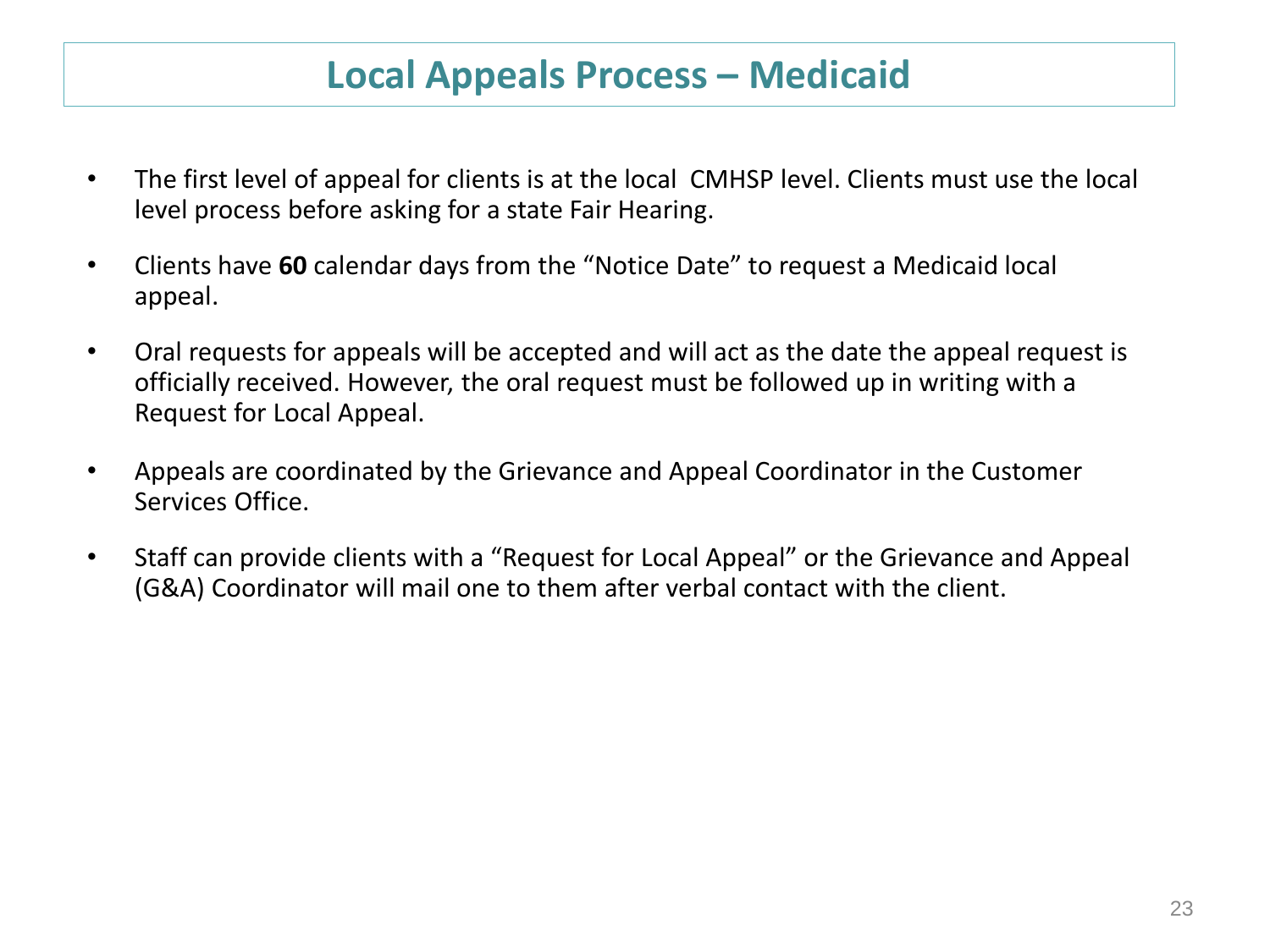# Local Appeals Process – Medicaid

- The first level of appeal for clients is at the local CMHSP level. Clients must use the local level process before asking for a state Fair Hearing.
- Clients have **60** calendar days from the "Notice Date" to request a Medicaid local appeal.
- Oral requests for appeals will be accepted and will act as the date the appeal request is officially received. However, the oral request must be followed up in writing with a Request for Local Appeal.
- Appeals are coordinated by the Grievance and Appeal Coordinator in the Customer Services Office.
- Staff can provide clients with a "Request for Local Appeal" or the Grievance and Appeal (G&A) Coordinator will mail one to them after verbal contact with the client.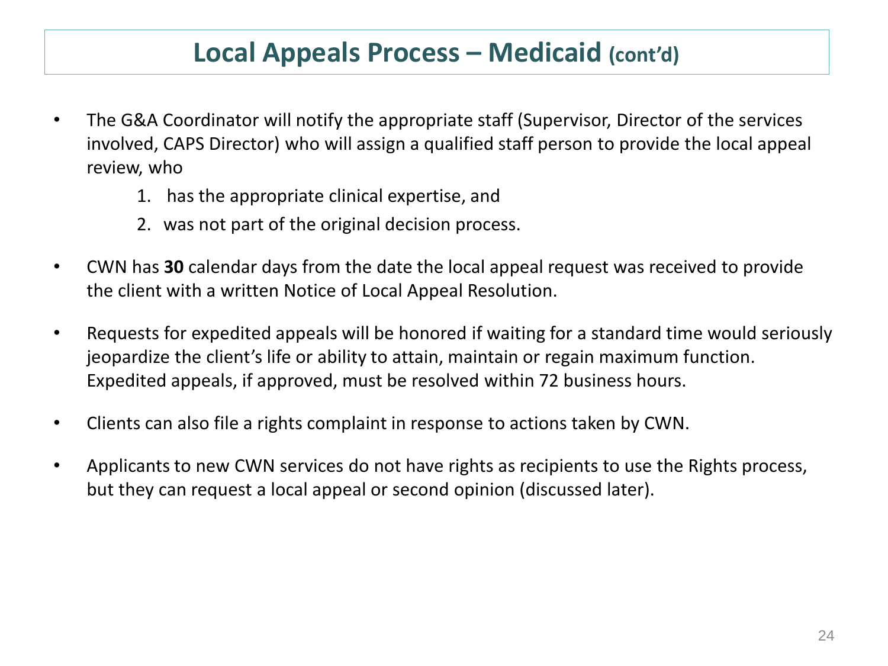# Local Appeals Process – Medicaid (cont'd)

- The G&A Coordinator will notify the appropriate staff (Supervisor, Director of the services involved, CAPS Director) who will assign a qualified staff person to provide the local appeal review, who
  1. has the appropriate clinical expertise, and
  2. was not part of the original decision process.
- CWN has **30** calendar days from the date the local appeal request was received to provide the client with a written Notice of Local Appeal Resolution.
- Requests for expedited appeals will be honored if waiting for a standard time would seriously jeopardize the client's life or ability to attain, maintain or regain maximum function. Expedited appeals, if approved, must be resolved within 72 business hours.
- Clients can also file a rights complaint in response to actions taken by CWN.
- Applicants to new CWN services do not have rights as recipients to use the Rights process, but they can request a local appeal or second opinion (discussed later).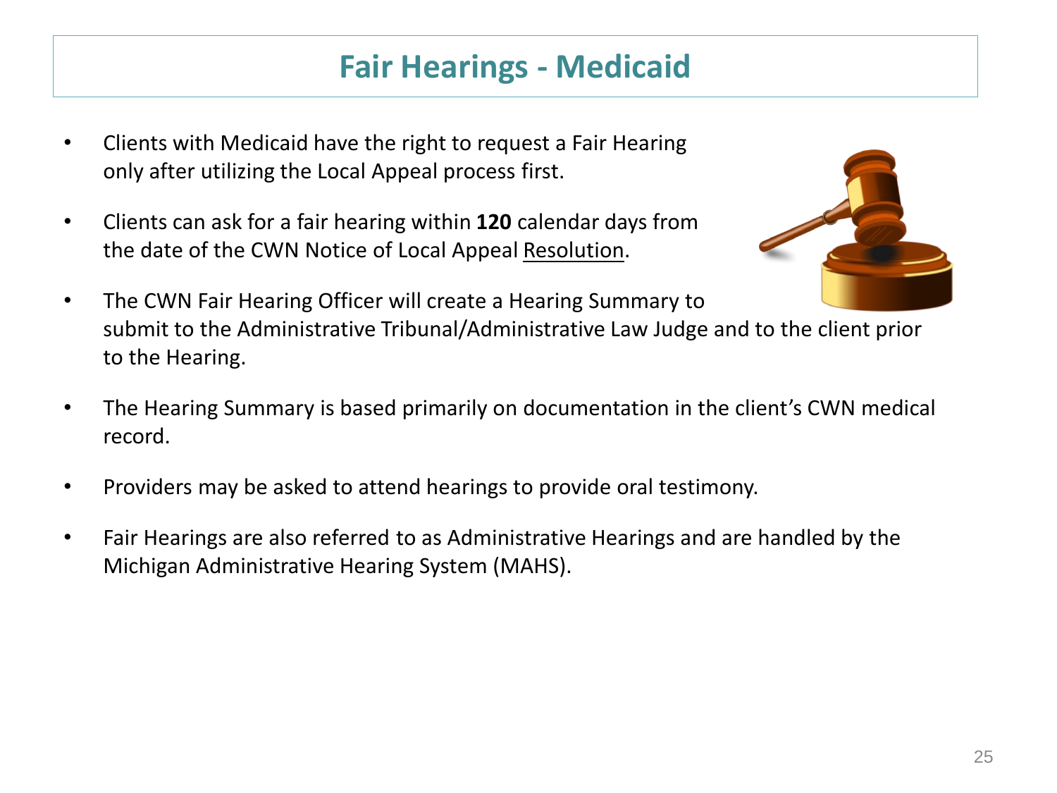# Fair Hearings - Medicaid

- Clients with Medicaid have the right to request a Fair Hearing only after utilizing the Local Appeal process first.
- Clients can ask for a fair hearing within **120** calendar days from the date of the CWN Notice of Local Appeal Resolution.
- The CWN Fair Hearing Officer will create a Hearing Summary to submit to the Administrative Tribunal/Administrative Law Judge and to the client prior to the Hearing.
- The Hearing Summary is based primarily on documentation in the client's CWN medical record.
- Providers may be asked to attend hearings to provide oral testimony.
- Fair Hearings are also referred to as Administrative Hearings and are handled by the Michigan Administrative Hearing System (MAHS).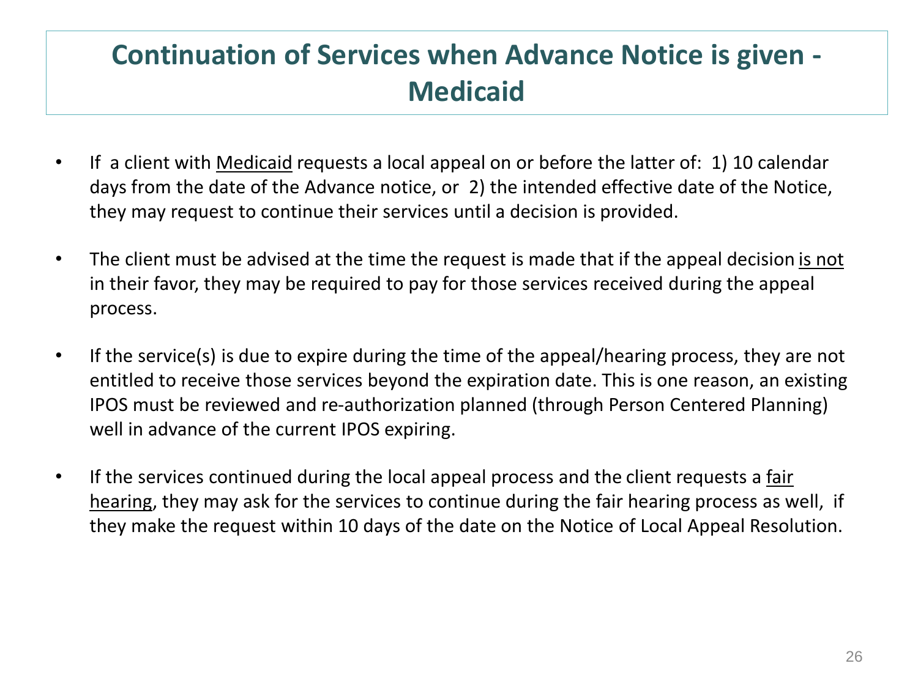# Continuation of Services when Advance Notice is given - Medicaid

- If a client with <u>Medicaid</u> requests a local appeal on or before the latter of: 1) 10 calendar days from the date of the Advance notice, or 2) the intended effective date of the Notice, they may request to continue their services until a decision is provided.

- The client must be advised at the time the request is made that if the appeal decision <u>is not</u> in their favor, they may be required to pay for those services received during the appeal process.

- If the service(s) is due to expire during the time of the appeal/hearing process, they are not entitled to receive those services beyond the expiration date. This is one reason, an existing IPOS must be reviewed and re-authorization planned (through Person Centered Planning) well in advance of the current IPOS expiring.

- If the services continued during the local appeal process and the client requests a <u>fair hearing</u>, they may ask for the services to continue during the fair hearing process as well, if they make the request within 10 days of the date on the Notice of Local Appeal Resolution.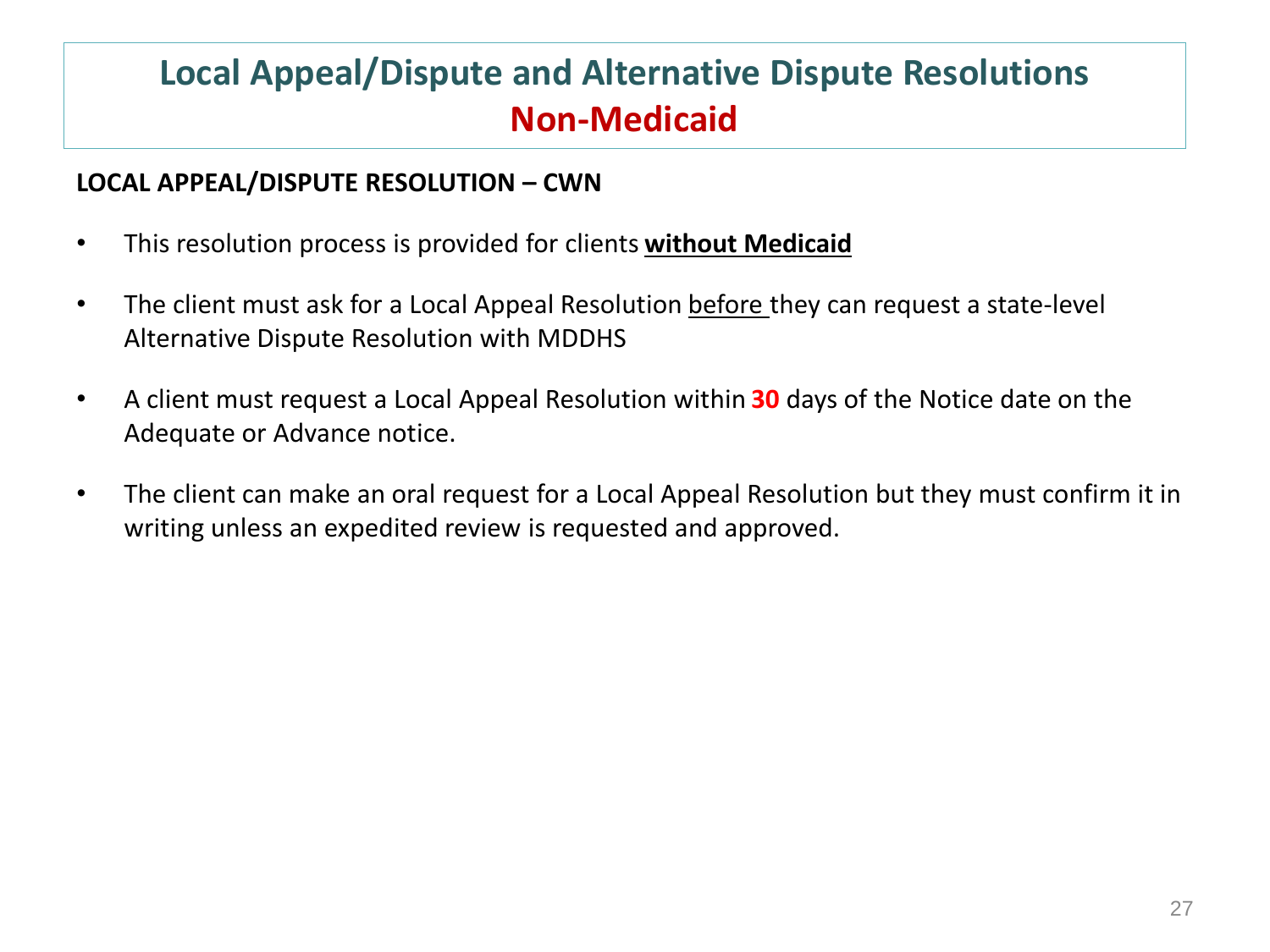# Local Appeal/Dispute and Alternative Dispute Resolutions
## Non-Medicaid

**LOCAL APPEAL/DISPUTE RESOLUTION – CWN**

- This resolution process is provided for clients **without Medicaid**
- The client must ask for a Local Appeal Resolution before they can request a state-level Alternative Dispute Resolution with MDDHS
- A client must request a Local Appeal Resolution within **30** days of the Notice date on the Adequate or Advance notice.
- The client can make an oral request for a Local Appeal Resolution but they must confirm it in writing unless an expedited review is requested and approved.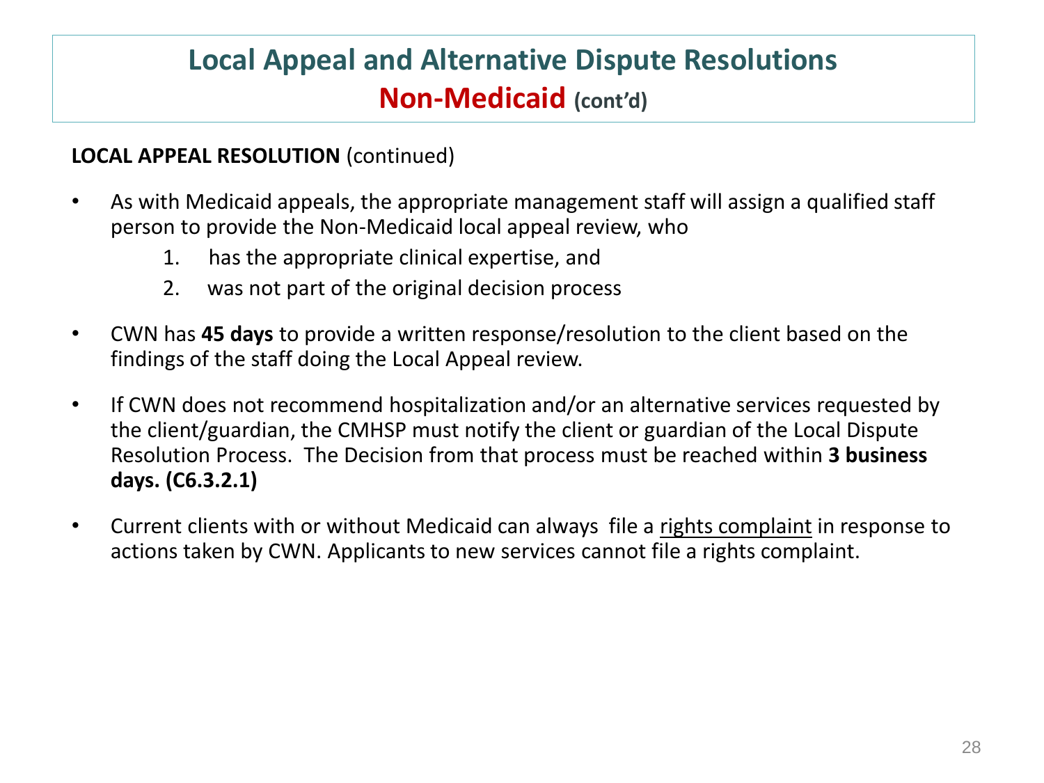# Local Appeal and Alternative Dispute Resolutions
## Non-Medicaid (cont'd)

**LOCAL APPEAL RESOLUTION** (continued)

- As with Medicaid appeals, the appropriate management staff will assign a qualified staff person to provide the Non-Medicaid local appeal review, who
    1. has the appropriate clinical expertise, and
    2. was not part of the original decision process
- CWN has **45 days** to provide a written response/resolution to the client based on the findings of the staff doing the Local Appeal review.
- If CWN does not recommend hospitalization and/or an alternative services requested by the client/guardian, the CMHSP must notify the client or guardian of the Local Dispute Resolution Process. The Decision from that process must be reached within **3 business days. (C6.3.2.1)**
- Current clients with or without Medicaid can always file a rights complaint in response to actions taken by CWN. Applicants to new services cannot file a rights complaint.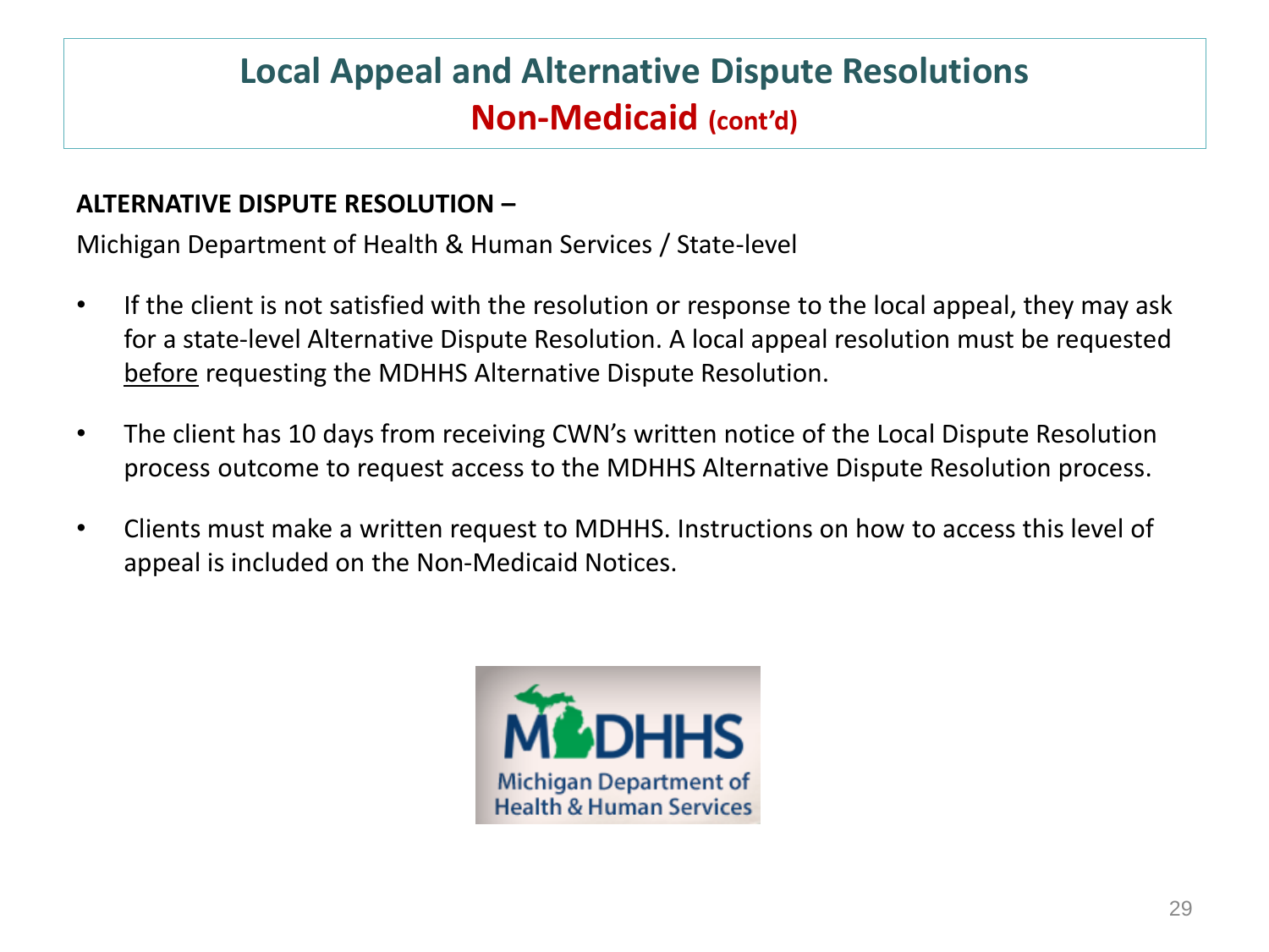# Local Appeal and Alternative Dispute Resolutions
## Non-Medicaid (cont'd)

**ALTERNATIVE DISPUTE RESOLUTION –**

Michigan Department of Health & Human Services / State-level

- If the client is not satisfied with the resolution or response to the local appeal, they may ask for a state-level Alternative Dispute Resolution. A local appeal resolution must be requested <u>before</u> requesting the MDHHS Alternative Dispute Resolution.
- The client has 10 days from receiving CWN's written notice of the Local Dispute Resolution process outcome to request access to the MDHHS Alternative Dispute Resolution process.
- Clients must make a written request to MDHHS. Instructions on how to access this level of appeal is included on the Non-Medicaid Notices.

MDHHS
Michigan Department of Health & Human Services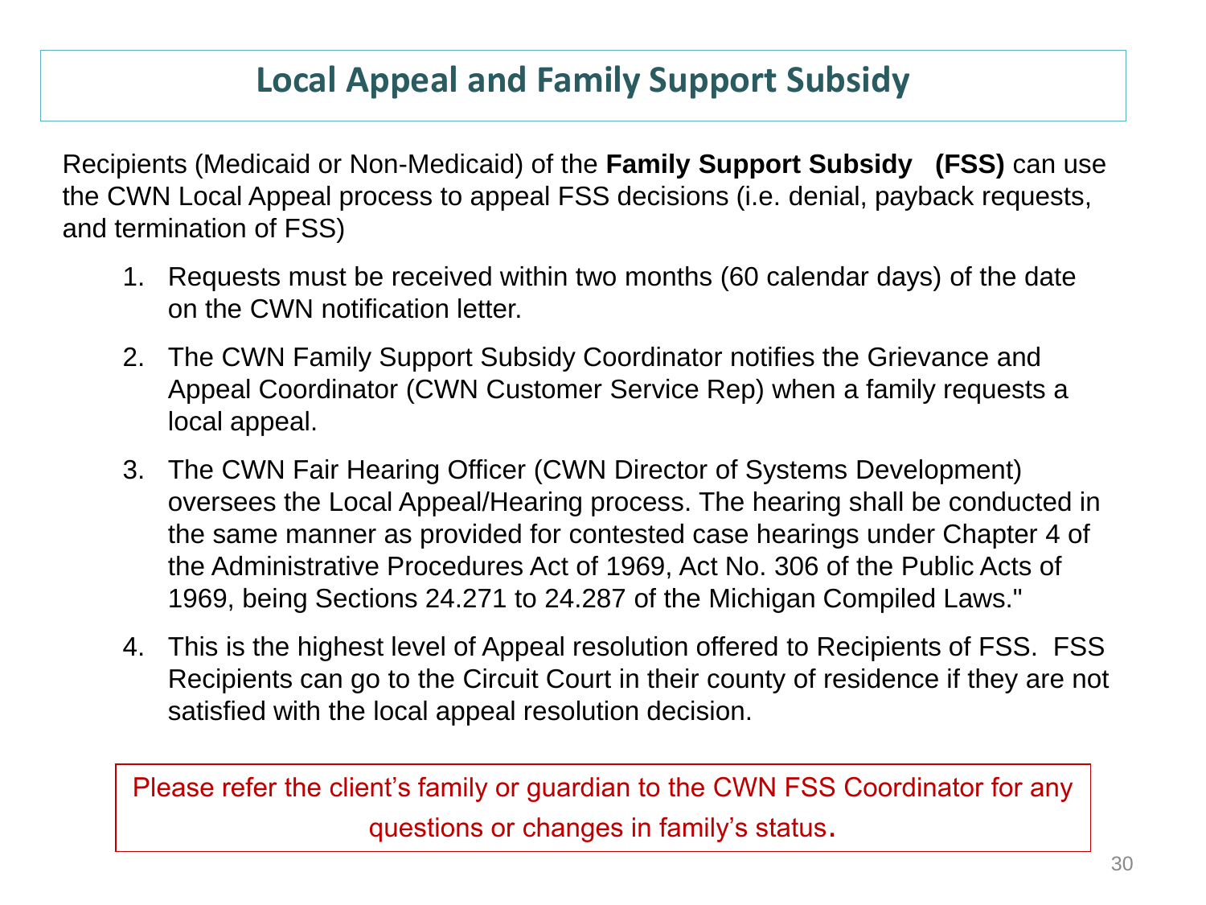# Local Appeal and Family Support Subsidy

Recipients (Medicaid or Non-Medicaid) of the **Family Support Subsidy (FSS)** can use the CWN Local Appeal process to appeal FSS decisions (i.e. denial, payback requests, and termination of FSS)

1. Requests must be received within two months (60 calendar days) of the date on the CWN notification letter.
2. The CWN Family Support Subsidy Coordinator notifies the Grievance and Appeal Coordinator (CWN Customer Service Rep) when a family requests a local appeal.
3. The CWN Fair Hearing Officer (CWN Director of Systems Development) oversees the Local Appeal/Hearing process. The hearing shall be conducted in the same manner as provided for contested case hearings under Chapter 4 of the Administrative Procedures Act of 1969, Act No. 306 of the Public Acts of 1969, being Sections 24.271 to 24.287 of the Michigan Compiled Laws."
4. This is the highest level of Appeal resolution offered to Recipients of FSS. FSS Recipients can go to the Circuit Court in their county of residence if they are not satisfied with the local appeal resolution decision.

Please refer the client's family or guardian to the CWN FSS Coordinator for any questions or changes in family's status.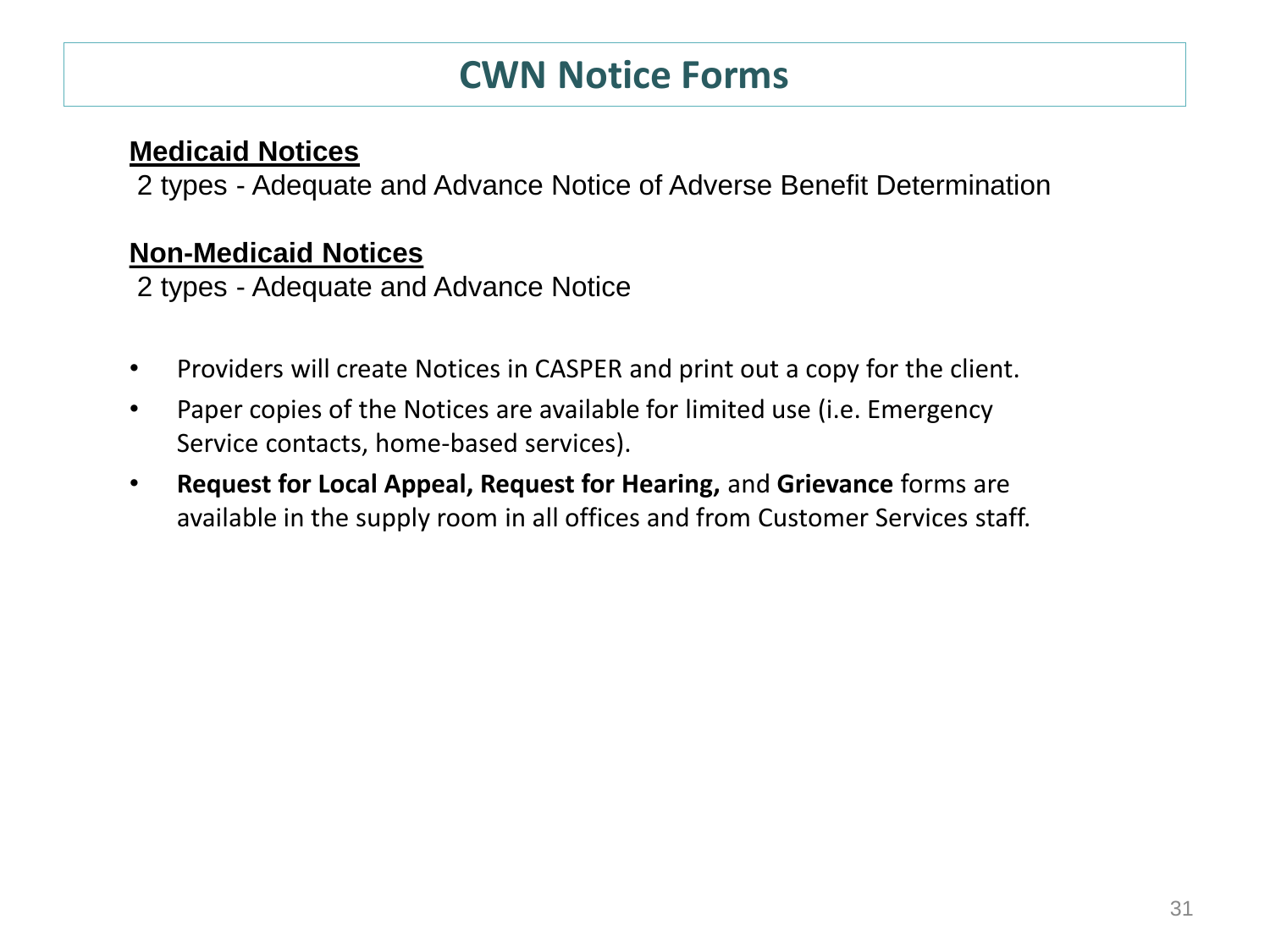# CWN Notice Forms

**Medicaid Notices**

2 types - Adequate and Advance Notice of Adverse Benefit Determination

**Non-Medicaid Notices**

2 types - Adequate and Advance Notice

- Providers will create Notices in CASPER and print out a copy for the client.
- Paper copies of the Notices are available for limited use (i.e. Emergency Service contacts, home-based services).
- **Request for Local Appeal, Request for Hearing,** and **Grievance** forms are available in the supply room in all offices and from Customer Services staff.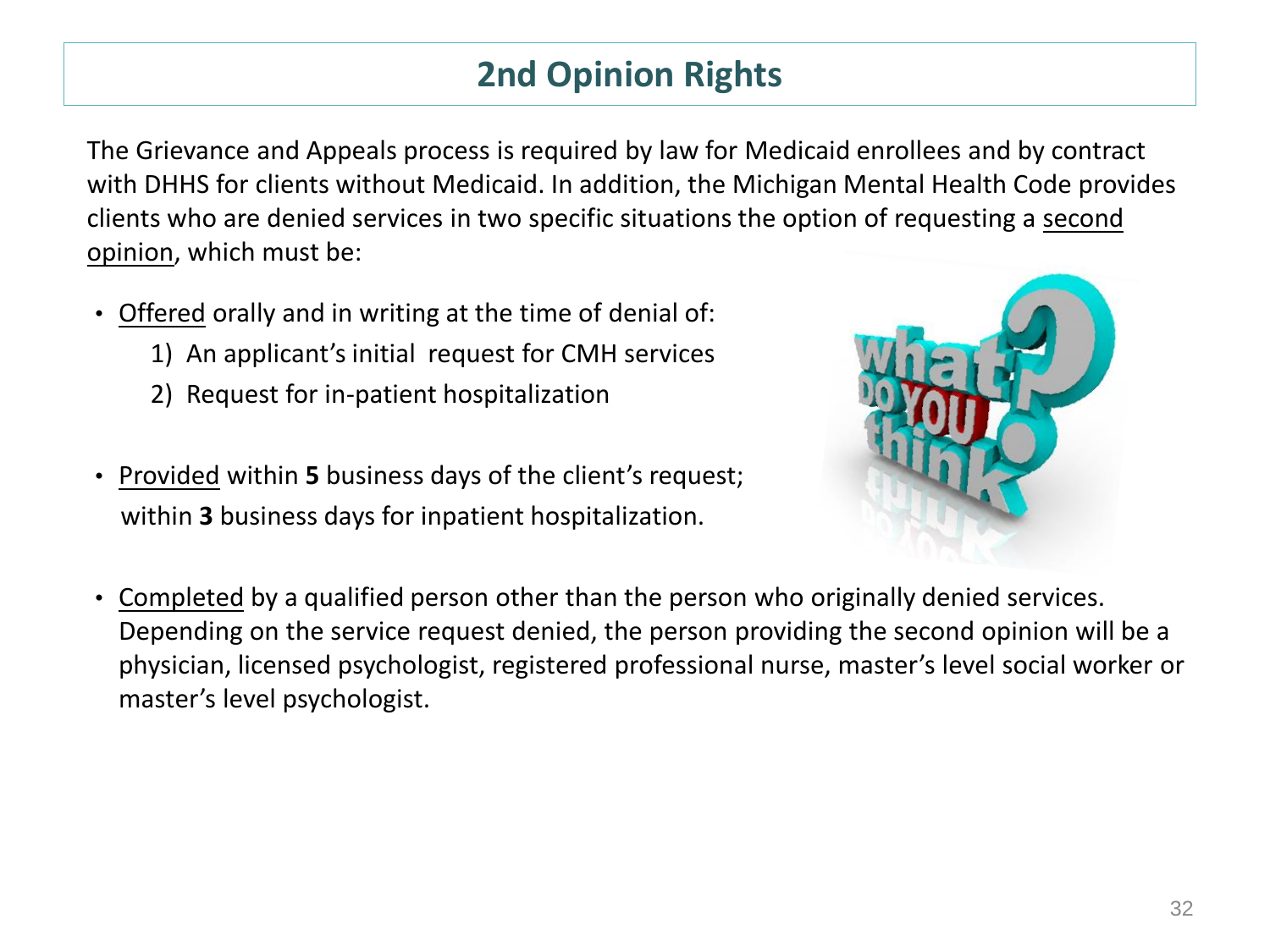# 2nd Opinion Rights

The Grievance and Appeals process is required by law for Medicaid enrollees and by contract with DHHS for clients without Medicaid. In addition, the Michigan Mental Health Code provides clients who are denied services in two specific situations the option of requesting a <u>second opinion</u>, which must be:

- <u>Offered</u> orally and in writing at the time of denial of:
    1) An applicant's initial request for CMH services
    2) Request for in-patient hospitalization
- <u>Provided</u> within **5** business days of the client's request; within **3** business days for inpatient hospitalization.
- <u>Completed</u> by a qualified person other than the person who originally denied services. Depending on the service request denied, the person providing the second opinion will be a physician, licensed psychologist, registered professional nurse, master's level social worker or master's level psychologist.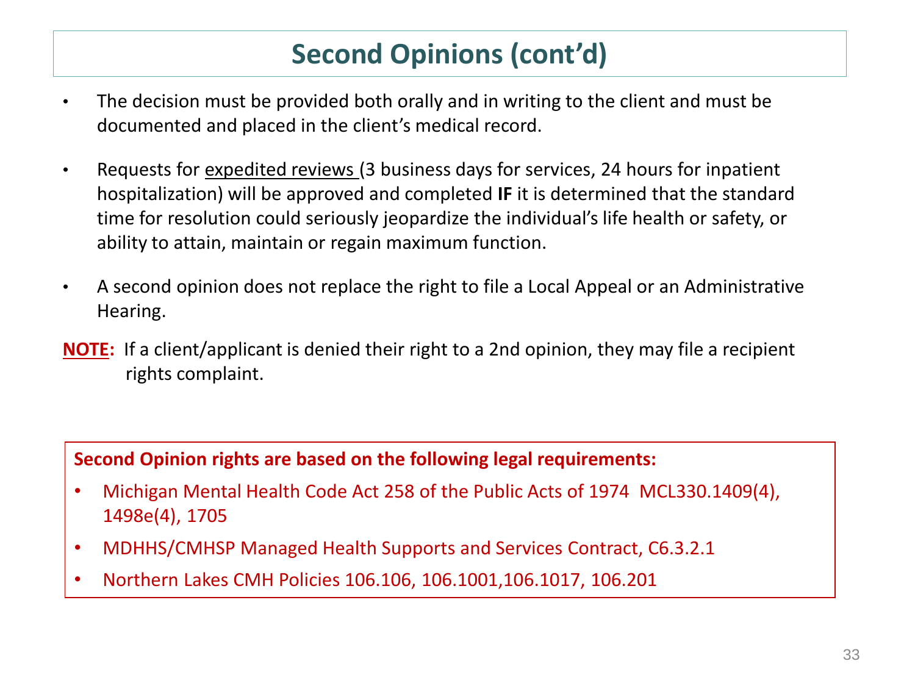# Second Opinions (cont'd)

- The decision must be provided both orally and in writing to the client and must be documented and placed in the client's medical record.
- Requests for expedited reviews (3 business days for services, 24 hours for inpatient hospitalization) will be approved and completed **IF** it is determined that the standard time for resolution could seriously jeopardize the individual's life health or safety, or ability to attain, maintain or regain maximum function.
- A second opinion does not replace the right to file a Local Appeal or an Administrative Hearing.

**NOTE:** If a client/applicant is denied their right to a 2nd opinion, they may file a recipient rights complaint.

**Second Opinion rights are based on the following legal requirements:**

- Michigan Mental Health Code Act 258 of the Public Acts of 1974 MCL330.1409(4), 1498e(4), 1705
- MDHHS/CMHSP Managed Health Supports and Services Contract, C6.3.2.1
- Northern Lakes CMH Policies 106.106, 106.1001,106.1017, 106.201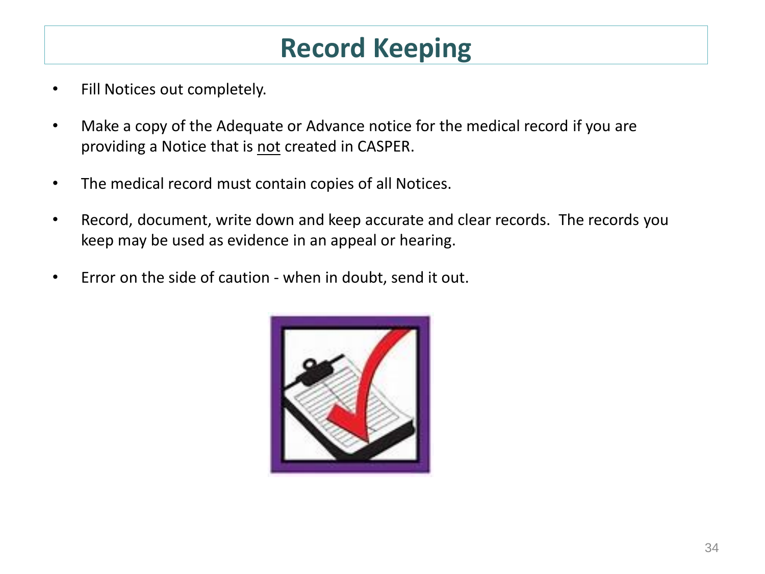# Record Keeping

- Fill Notices out completely.
- Make a copy of the Adequate or Advance notice for the medical record if you are providing a Notice that is <u>not</u> created in CASPER.
- The medical record must contain copies of all Notices.
- Record, document, write down and keep accurate and clear records. The records you keep may be used as evidence in an appeal or hearing.
- Error on the side of caution - when in doubt, send it out.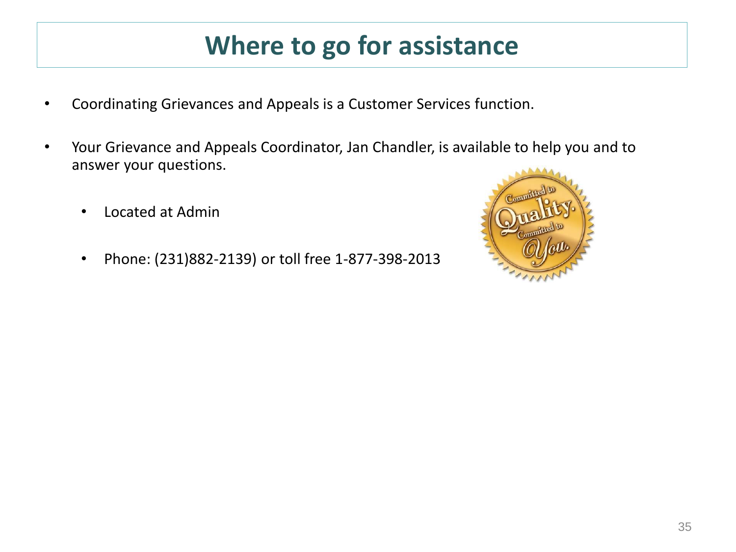# Where to go for assistance

- Coordinating Grievances and Appeals is a Customer Services function.
- Your Grievance and Appeals Coordinator, Jan Chandler, is available to help you and to answer your questions.
  - Located at Admin
  - Phone: (231)882-2139) or toll free 1-877-398-2013